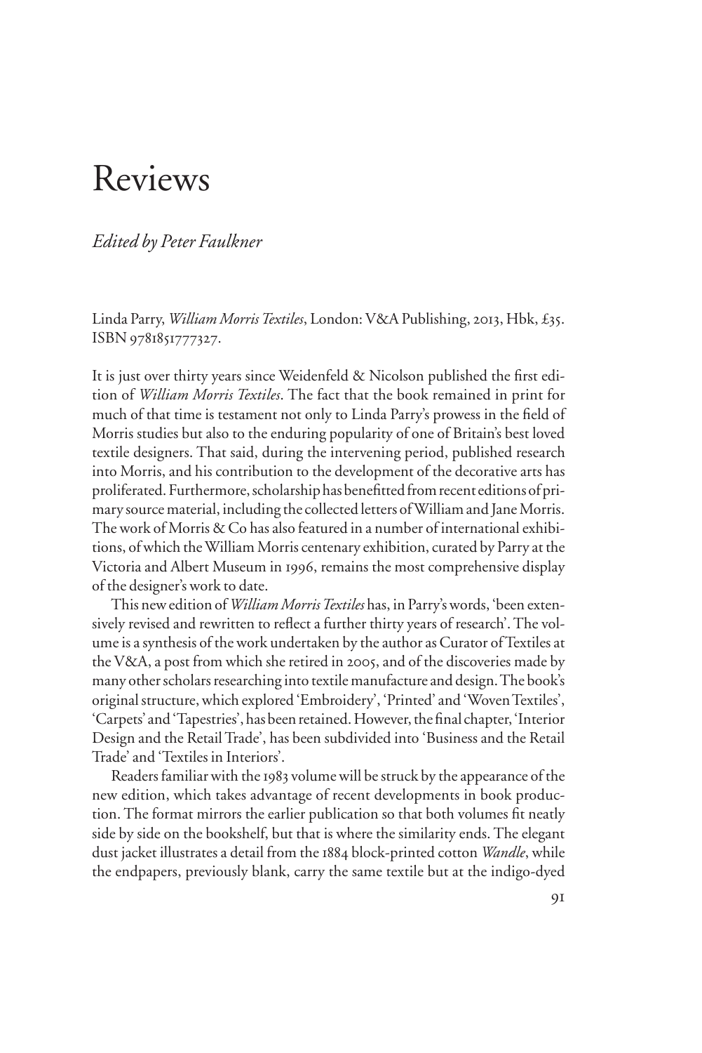# Reviews

*Edited by Peter Faulkner*

Linda Parry, *William Morris Textiles*, London: V&A Publishing, 2013, Hbk, £35. ISBN 9781851777327.

It is just over thirty years since Weidenfeld & Nicolson published the first edition of *William Morris Textiles*. The fact that the book remained in print for much of that time is testament not only to Linda Parry's prowess in the field of Morris studies but also to the enduring popularity of one of Britain's best loved textile designers. That said, during the intervening period, published research into Morris, and his contribution to the development of the decorative arts has proliferated. Furthermore, scholarship has benefitted from recent editions of primary source material, including the collected letters of William and Jane Morris. The work of Morris & Co has also featured in a number of international exhibitions, of which the William Morris centenary exhibition, curated by Parry at the Victoria and Albert Museum in 1996, remains the most comprehensive display of the designer's work to date.

This new edition of *William Morris Textiles* has, in Parry's words, 'been extensively revised and rewritten to reflect a further thirty years of research'. The volume is a synthesis of the work undertaken by the author as Curator of Textiles at the V&A, a post from which she retired in 2005, and of the discoveries made by many other scholars researching into textile manufacture and design. The book's original structure, which explored 'Embroidery', 'Printed' and 'Woven Textiles', 'Carpets' and 'Tapestries', has been retained. However, the final chapter, 'Interior Design and the Retail Trade', has been subdivided into 'Business and the Retail Trade' and 'Textiles in Interiors'.

Readers familiar with the 1983 volume will be struck by the appearance of the new edition, which takes advantage of recent developments in book production. The format mirrors the earlier publication so that both volumes fit neatly side by side on the bookshelf, but that is where the similarity ends. The elegant dust jacket illustrates a detail from the 1884 block-printed cotton *Wandle*, while the endpapers, previously blank, carry the same textile but at the indigo-dyed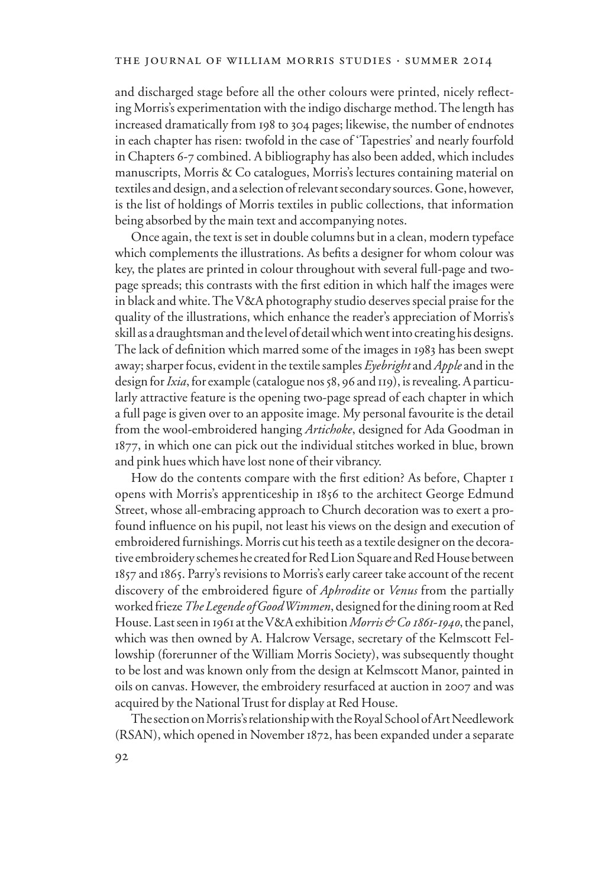and discharged stage before all the other colours were printed, nicely reflecting Morris's experimentation with the indigo discharge method. The length has increased dramatically from 198 to 304 pages; likewise, the number of endnotes in each chapter has risen: twofold in the case of 'Tapestries' and nearly fourfold in Chapters 6-7 combined. A bibliography has also been added, which includes manuscripts, Morris & Co catalogues, Morris's lectures containing material on textiles and design, and a selection of relevant secondary sources. Gone, however, is the list of holdings of Morris textiles in public collections, that information being absorbed by the main text and accompanying notes.

Once again, the text is set in double columns but in a clean, modern typeface which complements the illustrations. As befits a designer for whom colour was key, the plates are printed in colour throughout with several full-page and two-page spreads; this contrasts with the first edition in which half the images were in black and white. The V&A photography studio deserves special praise for the quality of the illustrations, which enhance the reader's appreciation of Morris's skill as a draughtsman and the level of detail which went into creating his designs. The lack of definition which marred some of the images in 1983 has been swept away; sharper focus, evident in the textile samples *Eyebright* and *Apple* and in the design for *Ixia*, for example (catalogue nos 58, 96 and 119), is revealing. A particularly attractive feature is the opening two-page spread of each chapter in which a full page is given over to an apposite image. My personal favourite is the detail from the wool-embroidered hanging *Artichoke*, designed for Ada Goodman in 1877, in which one can pick out the individual stitches worked in blue, brown and pink hues which have lost none of their vibrancy.

How do the contents compare with the first edition? As before, Chapter 1 opens with Morris's apprenticeship in 1856 to the architect George Edmund Street, whose all-embracing approach to Church decoration was to exert a profound influence on his pupil, not least his views on the design and execution of embroidered furnishings. Morris cut his teeth as a textile designer on the decorative embroidery schemes he created for Red Lion Square and Red House between 1857 and 1865. Parry's revisions to Morris's early career take account of the recent discovery of the embroidered figure of *Aphrodite* or *Venus* from the partially worked frieze *The Legende of Good Wimmen*, designed for the dining room at Red House. Last seen in 1961 at the V&A exhibition *Morris & Co 1861-1940*, the panel, which was then owned by A. Halcrow Versage, secretary of the Kelmscott Fellowship (forerunner of the William Morris Society), was subsequently thought to be lost and was known only from the design at Kelmscott Manor, painted in oils on canvas. However, the embroidery resurfaced at auction in 2007 and was acquired by the National Trust for display at Red House.

The section on Morris's relationship with the Royal School of Art Needlework (RSAN), which opened in November 1872, has been expanded under a separate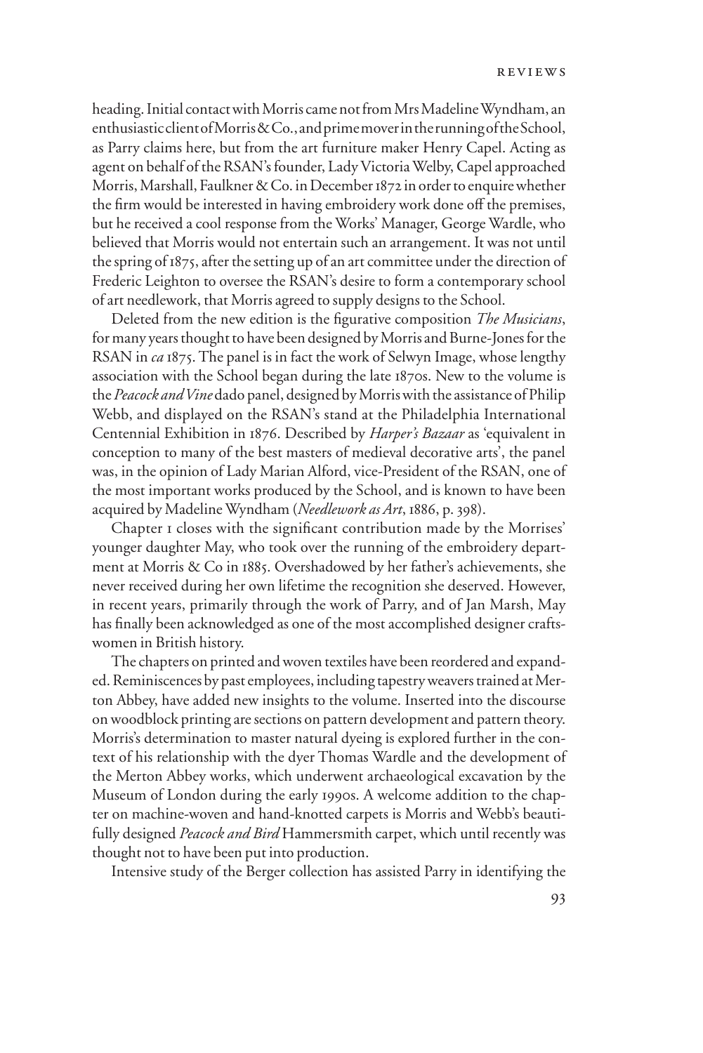heading. Initial contact with Morris came not from Mrs Madeline Wyndham, an enthusiastic client of Morris & Co., and prime mover in the running of the School, as Parry claims here, but from the art furniture maker Henry Capel. Acting as agent on behalf of the RSAN's founder, Lady Victoria Welby, Capel approached Morris, Marshall, Faulkner & Co. in December 1872 in order to enquire whether the firm would be interested in having embroidery work done off the premises, but he received a cool response from the Works' Manager, George Wardle, who believed that Morris would not entertain such an arrangement. It was not until the spring of 1875, after the setting up of an art committee under the direction of Frederic Leighton to oversee the RSAN's desire to form a contemporary school of art needlework, that Morris agreed to supply designs to the School.

Deleted from the new edition is the figurative composition *The Musicians*, for many years thought to have been designed by Morris and Burne-Jones for the RSAN in *ca* 1875. The panel is in fact the work of Selwyn Image, whose lengthy association with the School began during the late 1870s. New to the volume is the *Peacock and Vine* dado panel, designed by Morris with the assistance of Philip Webb, and displayed on the RSAN's stand at the Philadelphia International Centennial Exhibition in 1876. Described by *Harper's Bazaar* as 'equivalent in conception to many of the best masters of medieval decorative arts', the panel was, in the opinion of Lady Marian Alford, vice-President of the RSAN, one of the most important works produced by the School, and is known to have been acquired by Madeline Wyndham (*Needlework as Art*, 1886, p. 398).

Chapter 1 closes with the significant contribution made by the Morrises' younger daughter May, who took over the running of the embroidery department at Morris & Co in 1885. Overshadowed by her father's achievements, she never received during her own lifetime the recognition she deserved. However, in recent years, primarily through the work of Parry, and of Jan Marsh, May has finally been acknowledged as one of the most accomplished designer craftswomen in British history.

The chapters on printed and woven textiles have been reordered and expanded. Reminiscences by past employees, including tapestry weavers trained at Merton Abbey, have added new insights to the volume. Inserted into the discourse on woodblock printing are sections on pattern development and pattern theory. Morris's determination to master natural dyeing is explored further in the context of his relationship with the dyer Thomas Wardle and the development of the Merton Abbey works, which underwent archaeological excavation by the Museum of London during the early 1990s. A welcome addition to the chapter on machine-woven and hand-knotted carpets is Morris and Webb's beautifully designed *Peacock and Bird* Hammersmith carpet, which until recently was thought not to have been put into production.

Intensive study of the Berger collection has assisted Parry in identifying the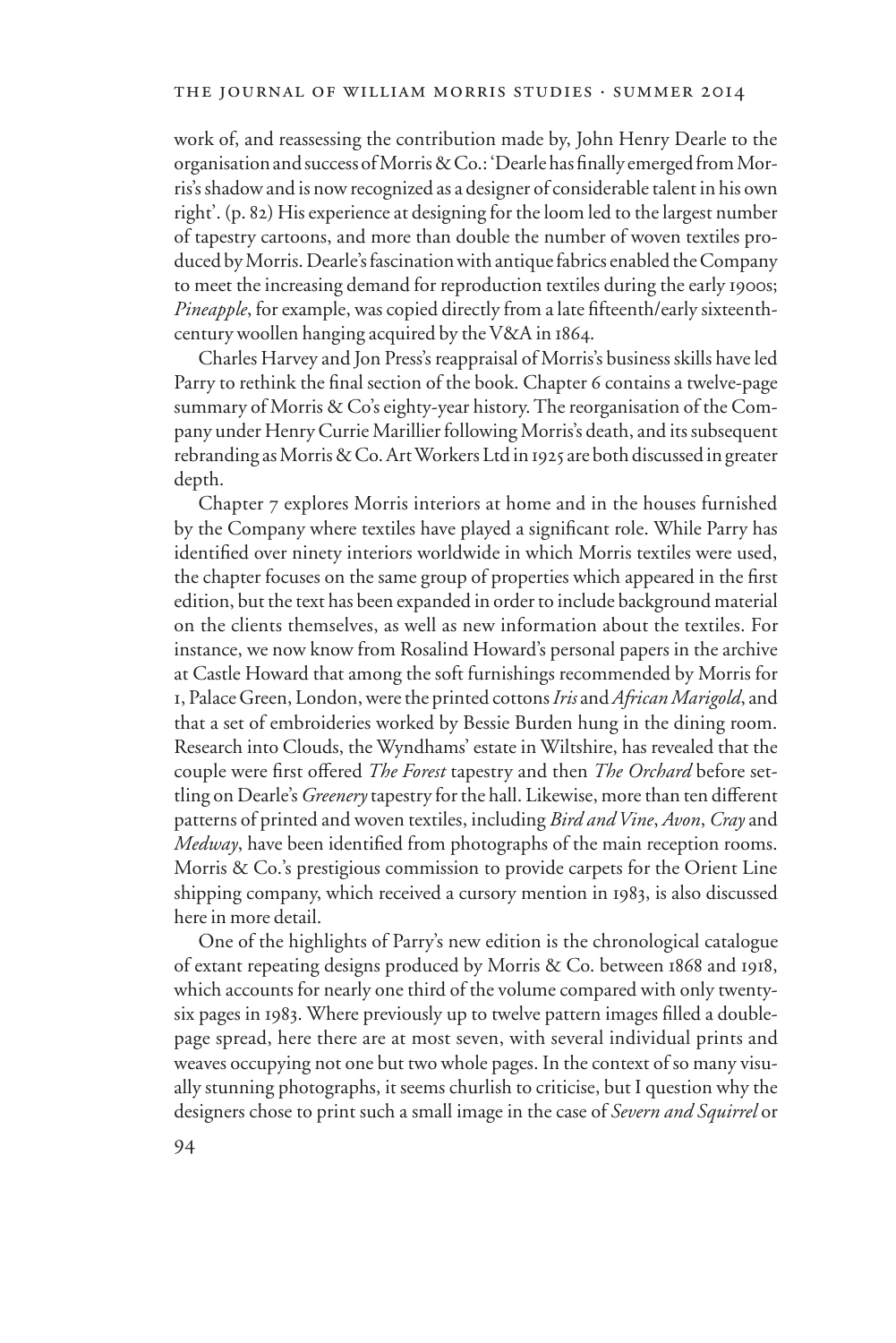work of, and reassessing the contribution made by, John Henry Dearle to the organisation and success of Morris & Co.: 'Dearle has finally emerged from Morris's shadow and is now recognized as a designer of considerable talent in his own right'. (p. 82) His experience at designing for the loom led to the largest number of tapestry cartoons, and more than double the number of woven textiles produced by Morris. Dearle's fascination with antique fabrics enabled the Company to meet the increasing demand for reproduction textiles during the early 1900s; *Pineapple*, for example, was copied directly from a late fifteenth/early sixteenth-century woollen hanging acquired by the V&A in 1864.

Charles Harvey and Jon Press's reappraisal of Morris's business skills have led Parry to rethink the final section of the book. Chapter 6 contains a twelve-page summary of Morris & Co's eighty-year history. The reorganisation of the Company under Henry Currie Marillier following Morris's death, and its subsequent rebranding as Morris & Co. Art Workers Ltd in 1925 are both discussed in greater depth.

Chapter 7 explores Morris interiors at home and in the houses furnished by the Company where textiles have played a significant role. While Parry has identified over ninety interiors worldwide in which Morris textiles were used, the chapter focuses on the same group of properties which appeared in the first edition, but the text has been expanded in order to include background material on the clients themselves, as well as new information about the textiles. For instance, we now know from Rosalind Howard's personal papers in the archive at Castle Howard that among the soft furnishings recommended by Morris for 1, Palace Green, London, were the printed cottons *Iris* and *African Marigold*, and that a set of embroideries worked by Bessie Burden hung in the dining room. Research into Clouds, the Wyndhams' estate in Wiltshire, has revealed that the couple were first offered *The Forest* tapestry and then *The Orchard* before settling on Dearle's *Greenery* tapestry for the hall. Likewise, more than ten different patterns of printed and woven textiles, including *Bird and Vine*, *Avon*, *Cray* and *Medway*, have been identified from photographs of the main reception rooms. Morris & Co.'s prestigious commission to provide carpets for the Orient Line shipping company, which received a cursory mention in 1983, is also discussed here in more detail.

One of the highlights of Parry's new edition is the chronological catalogue of extant repeating designs produced by Morris & Co. between 1868 and 1918, which accounts for nearly one third of the volume compared with only twenty-six pages in 1983. Where previously up to twelve pattern images filled a double-page spread, here there are at most seven, with several individual prints and weaves occupying not one but two whole pages. In the context of so many visually stunning photographs, it seems churlish to criticise, but I question why the designers chose to print such a small image in the case of *Severn and Squirrel* or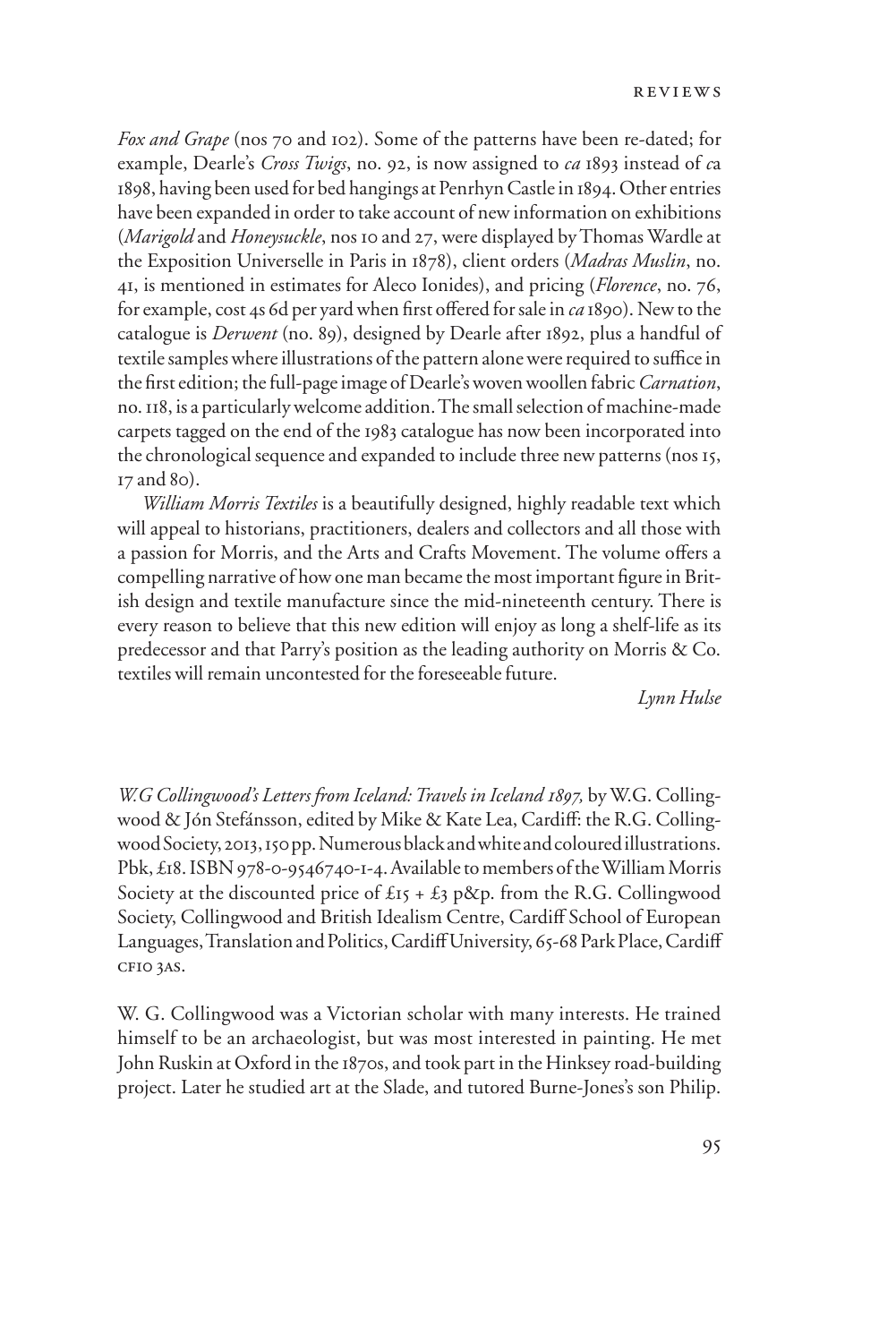*Fox and Grape* (nos 70 and 102). Some of the patterns have been re-dated; for example, Dearle's *Cross Twigs*, no. 92, is now assigned to *ca* 1893 instead of *c*a 1898, having been used for bed hangings at Penrhyn Castle in 1894. Other entries have been expanded in order to take account of new information on exhibitions (*Marigold* and *Honeysuckle*, nos 10 and 27, were displayed by Thomas Wardle at the Exposition Universelle in Paris in 1878), client orders (*Madras Muslin*, no. 41, is mentioned in estimates for Aleco Ionides), and pricing (*Florence*, no. 76, for example, cost 4s 6d per yard when first offered for sale in *ca* 1890). New to the catalogue is *Derwent* (no. 89), designed by Dearle after 1892, plus a handful of textile samples where illustrations of the pattern alone were required to suffice in the first edition; the full-page image of Dearle's woven woollen fabric *Carnation*, no. 118, is a particularly welcome addition. The small selection of machine-made carpets tagged on the end of the 1983 catalogue has now been incorporated into the chronological sequence and expanded to include three new patterns (nos 15, 17 and 80).

*William Morris Textiles* is a beautifully designed, highly readable text which will appeal to historians, practitioners, dealers and collectors and all those with a passion for Morris, and the Arts and Crafts Movement. The volume offers a compelling narrative of how one man became the most important figure in British design and textile manufacture since the mid-nineteenth century. There is every reason to believe that this new edition will enjoy as long a shelf-life as its predecessor and that Parry's position as the leading authority on Morris & Co. textiles will remain uncontested for the foreseeable future.

*Lynn Hulse*

*W.G Collingwood's Letters from Iceland: Travels in Iceland 1897,* by W.G. Collingwood & Jón Stefánsson, edited by Mike & Kate Lea, Cardiff: the R.G. Collingwood Society, 2013, 150 pp. Numerous black and white and coloured illustrations. Pbk, £18. ISBN 978-0-9546740-1-4. Available to members of the William Morris Society at the discounted price of £15 + £3 p&p. from the R.G. Collingwood Society, Collingwood and British Idealism Centre, Cardiff School of European Languages, Translation and Politics, Cardiff University, 65-68 Park Place, Cardiff CF10 3AS.

W. G. Collingwood was a Victorian scholar with many interests. He trained himself to be an archaeologist, but was most interested in painting. He met John Ruskin at Oxford in the 1870s, and took part in the Hinksey road-building project. Later he studied art at the Slade, and tutored Burne-Jones's son Philip.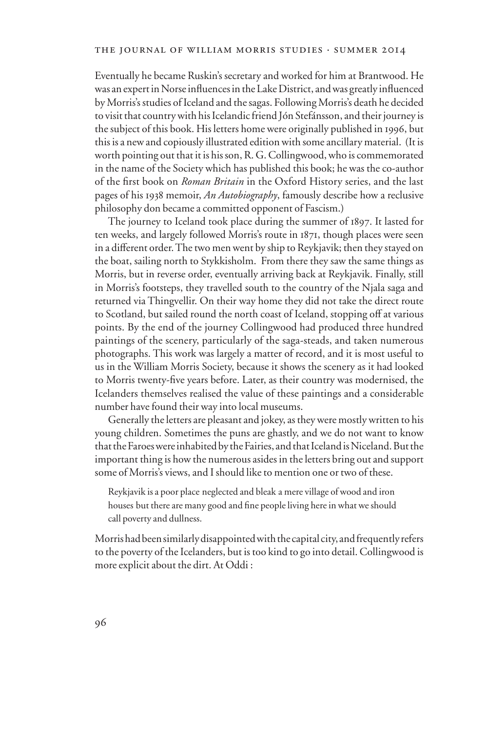Eventually he became Ruskin's secretary and worked for him at Brantwood. He was an expert in Norse influences in the Lake District, and was greatly influenced by Morris's studies of Iceland and the sagas. Following Morris's death he decided to visit that country with his Icelandic friend Jón Stefánsson, and their journey is the subject of this book. His letters home were originally published in 1996, but this is a new and copiously illustrated edition with some ancillary material. (It is worth pointing out that it is his son, R. G. Collingwood, who is commemorated in the name of the Society which has published this book; he was the co-author of the first book on *Roman Britain* in the Oxford History series, and the last pages of his 1938 memoir, *An Autobiography*, famously describe how a reclusive philosophy don became a committed opponent of Fascism.)

The journey to Iceland took place during the summer of 1897. It lasted for ten weeks, and largely followed Morris's route in 1871, though places were seen in a different order. The two men went by ship to Reykjavik; then they stayed on the boat, sailing north to Stykkisholm. From there they saw the same things as Morris, but in reverse order, eventually arriving back at Reykjavik. Finally, still in Morris's footsteps, they travelled south to the country of the Njala saga and returned via Thingvellir. On their way home they did not take the direct route to Scotland, but sailed round the north coast of Iceland, stopping off at various points. By the end of the journey Collingwood had produced three hundred paintings of the scenery, particularly of the saga-steads, and taken numerous photographs. This work was largely a matter of record, and it is most useful to us in the William Morris Society, because it shows the scenery as it had looked to Morris twenty-five years before. Later, as their country was modernised, the Icelanders themselves realised the value of these paintings and a considerable number have found their way into local museums.

Generally the letters are pleasant and jokey, as they were mostly written to his young children. Sometimes the puns are ghastly, and we do not want to know that the Faroes were inhabited by the Fairies, and that Iceland is Niceland. But the important thing is how the numerous asides in the letters bring out and support some of Morris's views, and I should like to mention one or two of these.

> Reykjavik is a poor place neglected and bleak a mere village of wood and iron houses but there are many good and fine people living here in what we should call poverty and dullness.

Morris had been similarly disappointed with the capital city, and frequently refers to the poverty of the Icelanders, but is too kind to go into detail. Collingwood is more explicit about the dirt. At Oddi :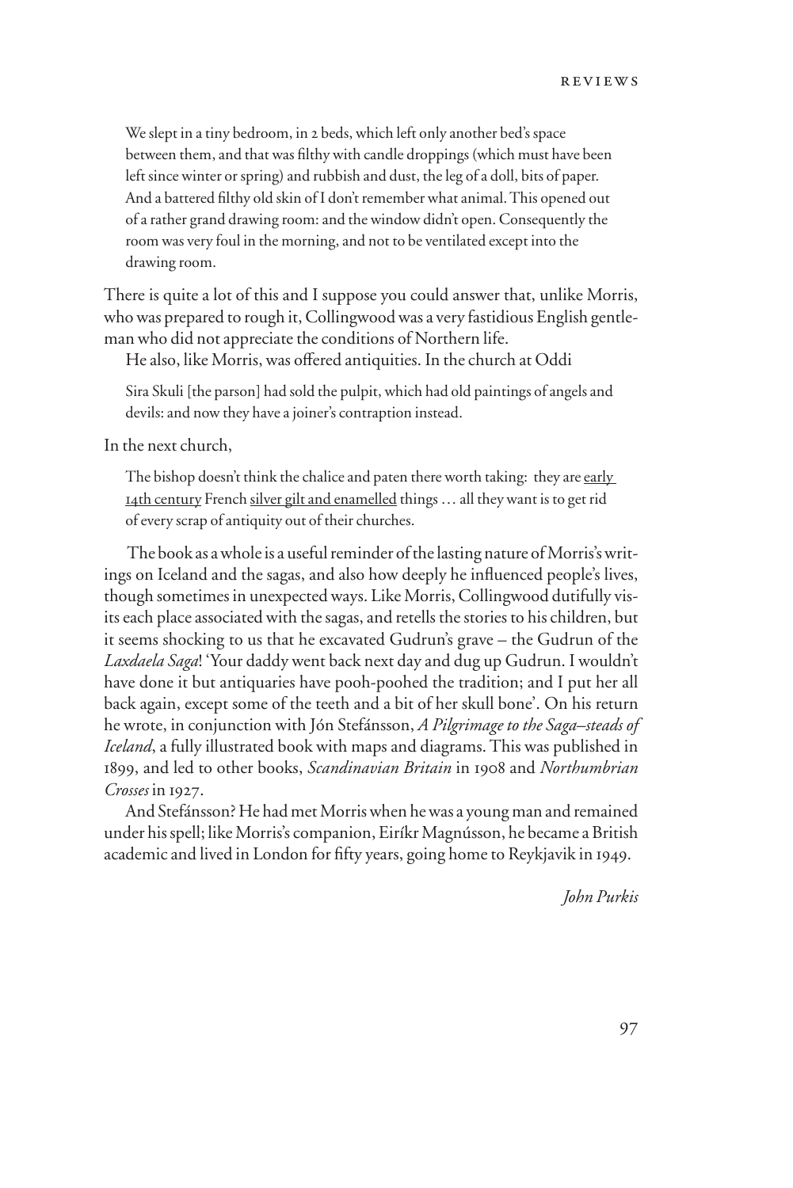> We slept in a tiny bedroom, in 2 beds, which left only another bed's space between them, and that was filthy with candle droppings (which must have been left since winter or spring) and rubbish and dust, the leg of a doll, bits of paper. And a battered filthy old skin of I don't remember what animal. This opened out of a rather grand drawing room: and the window didn't open. Consequently the room was very foul in the morning, and not to be ventilated except into the drawing room.

There is quite a lot of this and I suppose you could answer that, unlike Morris, who was prepared to rough it, Collingwood was a very fastidious English gentleman who did not appreciate the conditions of Northern life.

He also, like Morris, was offered antiquities. In the church at Oddi

> Sira Skuli [the parson] had sold the pulpit, which had old paintings of angels and devils: and now they have a joiner's contraption instead.

In the next church,

> The bishop doesn't think the chalice and paten there worth taking: they are <u>early 14th century</u> French <u>silver gilt and enamelled</u> things … all they want is to get rid of every scrap of antiquity out of their churches.

The book as a whole is a useful reminder of the lasting nature of Morris's writings on Iceland and the sagas, and also how deeply he influenced people's lives, though sometimes in unexpected ways. Like Morris, Collingwood dutifully visits each place associated with the sagas, and retells the stories to his children, but it seems shocking to us that he excavated Gudrun's grave – the Gudrun of the *Laxdaela Saga*! 'Your daddy went back next day and dug up Gudrun. I wouldn't have done it but antiquaries have pooh-poohed the tradition; and I put her all back again, except some of the teeth and a bit of her skull bone'. On his return he wrote, in conjunction with Jón Stefánsson, *A Pilgrimage to the Saga–steads of Iceland*, a fully illustrated book with maps and diagrams. This was published in 1899, and led to other books, *Scandinavian Britain* in 1908 and *Northumbrian Crosses* in 1927.

And Stefánsson? He had met Morris when he was a young man and remained under his spell; like Morris's companion, Eiríkr Magnússon, he became a British academic and lived in London for fifty years, going home to Reykjavik in 1949.

*John Purkis*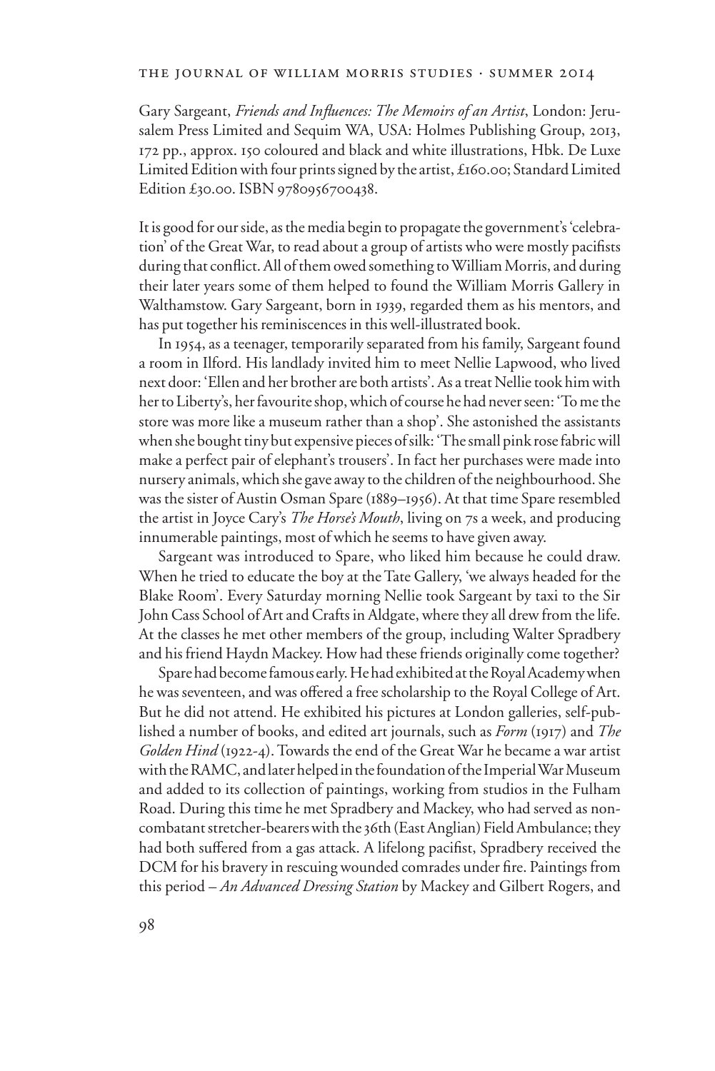Gary Sargeant, *Friends and Influences: The Memoirs of an Artist*, London: Jerusalem Press Limited and Sequim WA, USA: Holmes Publishing Group, 2013, 172 pp., approx. 150 coloured and black and white illustrations, Hbk. De Luxe Limited Edition with four prints signed by the artist, £160.00; Standard Limited Edition £30.00. ISBN 9780956700438.

It is good for our side, as the media begin to propagate the government's 'celebration' of the Great War, to read about a group of artists who were mostly pacifists during that conflict. All of them owed something to William Morris, and during their later years some of them helped to found the William Morris Gallery in Walthamstow. Gary Sargeant, born in 1939, regarded them as his mentors, and has put together his reminiscences in this well-illustrated book.

In 1954, as a teenager, temporarily separated from his family, Sargeant found a room in Ilford. His landlady invited him to meet Nellie Lapwood, who lived next door: 'Ellen and her brother are both artists'. As a treat Nellie took him with her to Liberty's, her favourite shop, which of course he had never seen: 'To me the store was more like a museum rather than a shop'. She astonished the assistants when she bought tiny but expensive pieces of silk: 'The small pink rose fabric will make a perfect pair of elephant's trousers'. In fact her purchases were made into nursery animals, which she gave away to the children of the neighbourhood. She was the sister of Austin Osman Spare (1889–1956). At that time Spare resembled the artist in Joyce Cary's *The Horse's Mouth*, living on 7s a week, and producing innumerable paintings, most of which he seems to have given away.

Sargeant was introduced to Spare, who liked him because he could draw. When he tried to educate the boy at the Tate Gallery, 'we always headed for the Blake Room'. Every Saturday morning Nellie took Sargeant by taxi to the Sir John Cass School of Art and Crafts in Aldgate, where they all drew from the life. At the classes he met other members of the group, including Walter Spradbery and his friend Haydn Mackey. How had these friends originally come together?

Spare had become famous early. He had exhibited at the Royal Academy when he was seventeen, and was offered a free scholarship to the Royal College of Art. But he did not attend. He exhibited his pictures at London galleries, self-published a number of books, and edited art journals, such as *Form* (1917) and *The Golden Hind* (1922-4). Towards the end of the Great War he became a war artist with the RAMC, and later helped in the foundation of the Imperial War Museum and added to its collection of paintings, working from studios in the Fulham Road. During this time he met Spradbery and Mackey, who had served as non-combatant stretcher-bearers with the 36th (East Anglian) Field Ambulance; they had both suffered from a gas attack. A lifelong pacifist, Spradbery received the DCM for his bravery in rescuing wounded comrades under fire. Paintings from this period – *An Advanced Dressing Station* by Mackey and Gilbert Rogers, and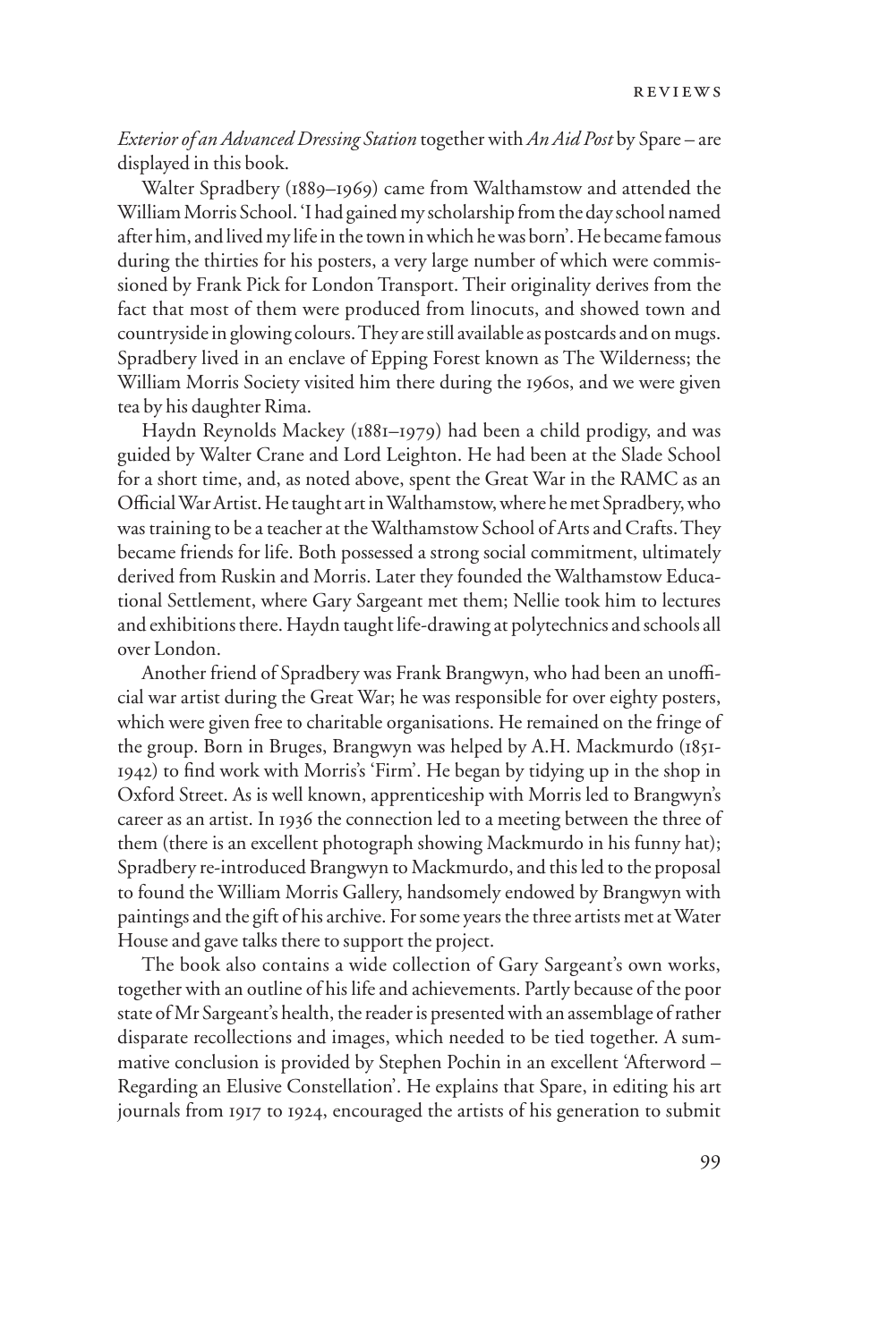*Exterior of an Advanced Dressing Station* together with *An Aid Post* by Spare – are displayed in this book.

Walter Spradbery (1889–1969) came from Walthamstow and attended the William Morris School. 'I had gained my scholarship from the day school named after him, and lived my life in the town in which he was born'. He became famous during the thirties for his posters, a very large number of which were commissioned by Frank Pick for London Transport. Their originality derives from the fact that most of them were produced from linocuts, and showed town and countryside in glowing colours. They are still available as postcards and on mugs. Spradbery lived in an enclave of Epping Forest known as The Wilderness; the William Morris Society visited him there during the 1960s, and we were given tea by his daughter Rima.

Haydn Reynolds Mackey (1881–1979) had been a child prodigy, and was guided by Walter Crane and Lord Leighton. He had been at the Slade School for a short time, and, as noted above, spent the Great War in the RAMC as an Official War Artist. He taught art in Walthamstow, where he met Spradbery, who was training to be a teacher at the Walthamstow School of Arts and Crafts. They became friends for life. Both possessed a strong social commitment, ultimately derived from Ruskin and Morris. Later they founded the Walthamstow Educational Settlement, where Gary Sargeant met them; Nellie took him to lectures and exhibitions there. Haydn taught life-drawing at polytechnics and schools all over London.

Another friend of Spradbery was Frank Brangwyn, who had been an unofficial war artist during the Great War; he was responsible for over eighty posters, which were given free to charitable organisations. He remained on the fringe of the group. Born in Bruges, Brangwyn was helped by A.H. Mackmurdo (1851-1942) to find work with Morris's 'Firm'. He began by tidying up in the shop in Oxford Street. As is well known, apprenticeship with Morris led to Brangwyn's career as an artist. In 1936 the connection led to a meeting between the three of them (there is an excellent photograph showing Mackmurdo in his funny hat); Spradbery re-introduced Brangwyn to Mackmurdo, and this led to the proposal to found the William Morris Gallery, handsomely endowed by Brangwyn with paintings and the gift of his archive. For some years the three artists met at Water House and gave talks there to support the project.

The book also contains a wide collection of Gary Sargeant's own works, together with an outline of his life and achievements. Partly because of the poor state of Mr Sargeant's health, the reader is presented with an assemblage of rather disparate recollections and images, which needed to be tied together. A summative conclusion is provided by Stephen Pochin in an excellent 'Afterword – Regarding an Elusive Constellation'. He explains that Spare, in editing his art journals from 1917 to 1924, encouraged the artists of his generation to submit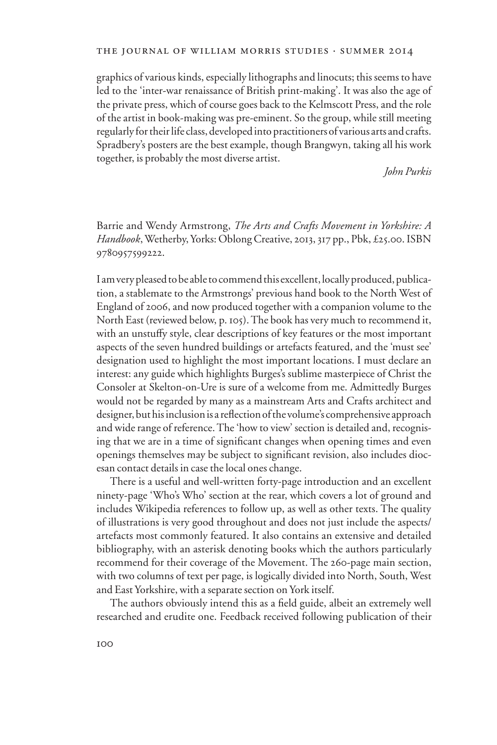graphics of various kinds, especially lithographs and linocuts; this seems to have led to the 'inter-war renaissance of British print-making'. It was also the age of the private press, which of course goes back to the Kelmscott Press, and the role of the artist in book-making was pre-eminent. So the group, while still meeting regularly for their life class, developed into practitioners of various arts and crafts. Spradbery's posters are the best example, though Brangwyn, taking all his work together, is probably the most diverse artist.

*John Purkis*

Barrie and Wendy Armstrong, *The Arts and Crafts Movement in Yorkshire: A Handbook*, Wetherby, Yorks: Oblong Creative, 2013, 317 pp., Pbk, £25.00. ISBN 9780957599222.

I am very pleased to be able to commend this excellent, locally produced, publication, a stablemate to the Armstrongs' previous hand book to the North West of England of 2006, and now produced together with a companion volume to the North East (reviewed below, p. 105). The book has very much to recommend it, with an unstuffy style, clear descriptions of key features or the most important aspects of the seven hundred buildings or artefacts featured, and the 'must see' designation used to highlight the most important locations. I must declare an interest: any guide which highlights Burges's sublime masterpiece of Christ the Consoler at Skelton-on-Ure is sure of a welcome from me. Admittedly Burges would not be regarded by many as a mainstream Arts and Crafts architect and designer, but his inclusion is a reflection of the volume's comprehensive approach and wide range of reference. The 'how to view' section is detailed and, recognising that we are in a time of significant changes when opening times and even openings themselves may be subject to significant revision, also includes diocesan contact details in case the local ones change.

There is a useful and well-written forty-page introduction and an excellent ninety-page 'Who's Who' section at the rear, which covers a lot of ground and includes Wikipedia references to follow up, as well as other texts. The quality of illustrations is very good throughout and does not just include the aspects/artefacts most commonly featured. It also contains an extensive and detailed bibliography, with an asterisk denoting books which the authors particularly recommend for their coverage of the Movement. The 260-page main section, with two columns of text per page, is logically divided into North, South, West and East Yorkshire, with a separate section on York itself.

The authors obviously intend this as a field guide, albeit an extremely well researched and erudite one. Feedback received following publication of their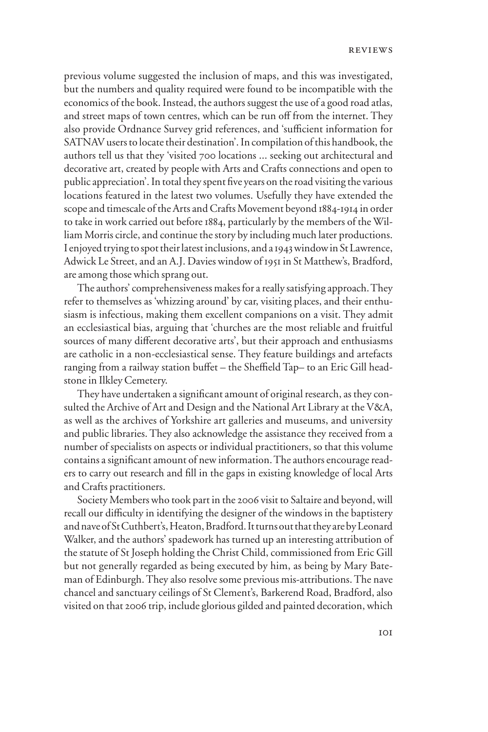previous volume suggested the inclusion of maps, and this was investigated, but the numbers and quality required were found to be incompatible with the economics of the book. Instead, the authors suggest the use of a good road atlas, and street maps of town centres, which can be run off from the internet. They also provide Ordnance Survey grid references, and 'sufficient information for SATNAV users to locate their destination'. In compilation of this handbook, the authors tell us that they 'visited 700 locations ... seeking out architectural and decorative art, created by people with Arts and Crafts connections and open to public appreciation'. In total they spent five years on the road visiting the various locations featured in the latest two volumes. Usefully they have extended the scope and timescale of the Arts and Crafts Movement beyond 1884-1914 in order to take in work carried out before 1884, particularly by the members of the William Morris circle, and continue the story by including much later productions. I enjoyed trying to spot their latest inclusions, and a 1943 window in St Lawrence, Adwick Le Street, and an A.J. Davies window of 1951 in St Matthew's, Bradford, are among those which sprang out.

The authors' comprehensiveness makes for a really satisfying approach. They refer to themselves as 'whizzing around' by car, visiting places, and their enthusiasm is infectious, making them excellent companions on a visit. They admit an ecclesiastical bias, arguing that 'churches are the most reliable and fruitful sources of many different decorative arts', but their approach and enthusiasms are catholic in a non-ecclesiastical sense. They feature buildings and artefacts ranging from a railway station buffet – the Sheffield Tap– to an Eric Gill headstone in Ilkley Cemetery.

They have undertaken a significant amount of original research, as they consulted the Archive of Art and Design and the National Art Library at the V&A, as well as the archives of Yorkshire art galleries and museums, and university and public libraries. They also acknowledge the assistance they received from a number of specialists on aspects or individual practitioners, so that this volume contains a significant amount of new information. The authors encourage readers to carry out research and fill in the gaps in existing knowledge of local Arts and Crafts practitioners.

Society Members who took part in the 2006 visit to Saltaire and beyond, will recall our difficulty in identifying the designer of the windows in the baptistery and nave of St Cuthbert's, Heaton, Bradford. It turns out that they are by Leonard Walker, and the authors' spadework has turned up an interesting attribution of the statute of St Joseph holding the Christ Child, commissioned from Eric Gill but not generally regarded as being executed by him, as being by Mary Bateman of Edinburgh. They also resolve some previous mis-attributions. The nave chancel and sanctuary ceilings of St Clement's, Barkerend Road, Bradford, also visited on that 2006 trip, include glorious gilded and painted decoration, which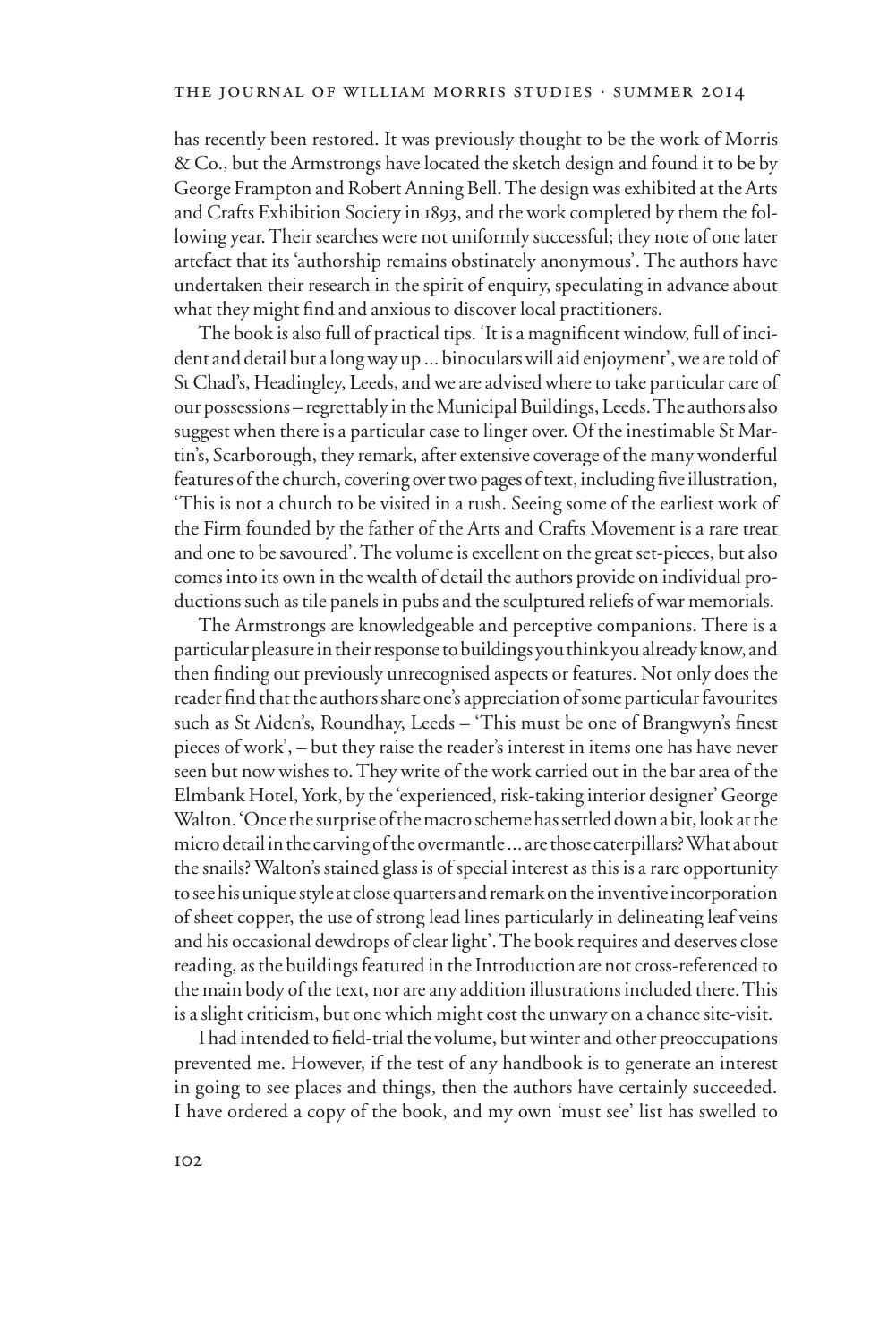has recently been restored. It was previously thought to be the work of Morris & Co., but the Armstrongs have located the sketch design and found it to be by George Frampton and Robert Anning Bell. The design was exhibited at the Arts and Crafts Exhibition Society in 1893, and the work completed by them the following year. Their searches were not uniformly successful; they note of one later artefact that its 'authorship remains obstinately anonymous'. The authors have undertaken their research in the spirit of enquiry, speculating in advance about what they might find and anxious to discover local practitioners.

The book is also full of practical tips. 'It is a magnificent window, full of incident and detail but a long way up ... binoculars will aid enjoyment', we are told of St Chad's, Headingley, Leeds, and we are advised where to take particular care of our possessions – regrettably in the Municipal Buildings, Leeds. The authors also suggest when there is a particular case to linger over. Of the inestimable St Martin's, Scarborough, they remark, after extensive coverage of the many wonderful features of the church, covering over two pages of text, including five illustration, 'This is not a church to be visited in a rush. Seeing some of the earliest work of the Firm founded by the father of the Arts and Crafts Movement is a rare treat and one to be savoured'. The volume is excellent on the great set-pieces, but also comes into its own in the wealth of detail the authors provide on individual productions such as tile panels in pubs and the sculptured reliefs of war memorials.

The Armstrongs are knowledgeable and perceptive companions. There is a particular pleasure in their response to buildings you think you already know, and then finding out previously unrecognised aspects or features. Not only does the reader find that the authors share one's appreciation of some particular favourites such as St Aiden's, Roundhay, Leeds – 'This must be one of Brangwyn's finest pieces of work', – but they raise the reader's interest in items one has have never seen but now wishes to. They write of the work carried out in the bar area of the Elmbank Hotel, York, by the 'experienced, risk-taking interior designer' George Walton. 'Once the surprise of the macro scheme has settled down a bit, look at the micro detail in the carving of the overmantle ... are those caterpillars? What about the snails? Walton's stained glass is of special interest as this is a rare opportunity to see his unique style at close quarters and remark on the inventive incorporation of sheet copper, the use of strong lead lines particularly in delineating leaf veins and his occasional dewdrops of clear light'. The book requires and deserves close reading, as the buildings featured in the Introduction are not cross-referenced to the main body of the text, nor are any addition illustrations included there. This is a slight criticism, but one which might cost the unwary on a chance site-visit.

I had intended to field-trial the volume, but winter and other preoccupations prevented me. However, if the test of any handbook is to generate an interest in going to see places and things, then the authors have certainly succeeded. I have ordered a copy of the book, and my own 'must see' list has swelled to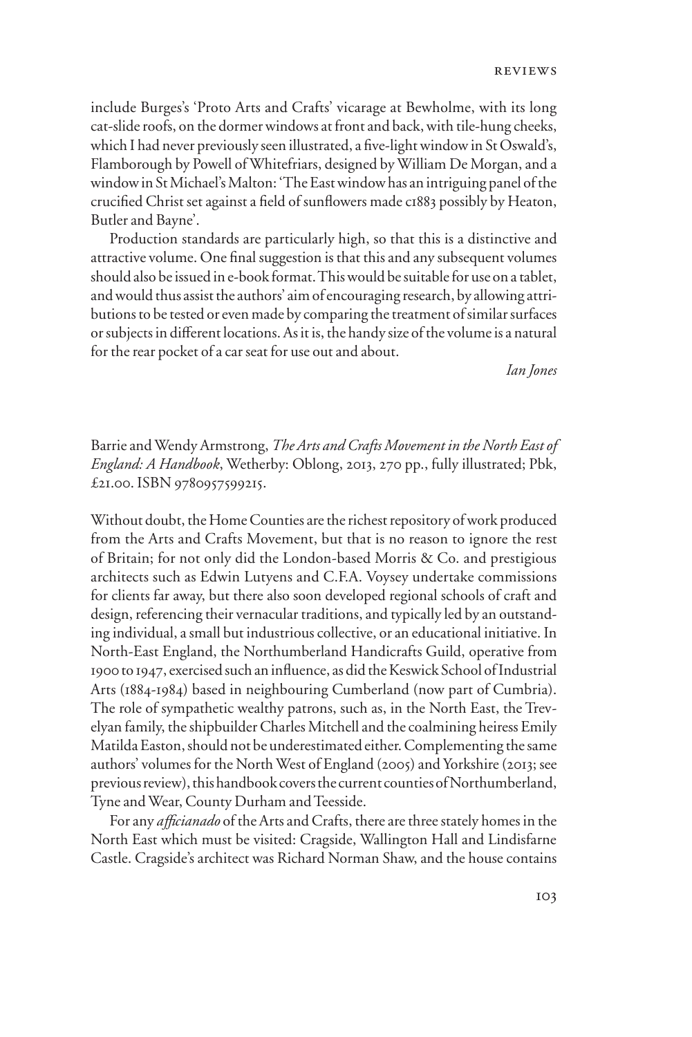include Burges's 'Proto Arts and Crafts' vicarage at Bewholme, with its long cat-slide roofs, on the dormer windows at front and back, with tile-hung cheeks, which I had never previously seen illustrated, a five-light window in St Oswald's, Flamborough by Powell of Whitefriars, designed by William De Morgan, and a window in St Michael's Malton: 'The East window has an intriguing panel of the crucified Christ set against a field of sunflowers made c1883 possibly by Heaton, Butler and Bayne'.

Production standards are particularly high, so that this is a distinctive and attractive volume. One final suggestion is that this and any subsequent volumes should also be issued in e-book format. This would be suitable for use on a tablet, and would thus assist the authors' aim of encouraging research, by allowing attributions to be tested or even made by comparing the treatment of similar surfaces or subjects in different locations. As it is, the handy size of the volume is a natural for the rear pocket of a car seat for use out and about.

*Ian Jones*

Barrie and Wendy Armstrong, *The Arts and Crafts Movement in the North East of England: A Handbook*, Wetherby: Oblong, 2013, 270 pp., fully illustrated; Pbk, £21.00. ISBN 9780957599215.

Without doubt, the Home Counties are the richest repository of work produced from the Arts and Crafts Movement, but that is no reason to ignore the rest of Britain; for not only did the London-based Morris & Co. and prestigious architects such as Edwin Lutyens and C.F.A. Voysey undertake commissions for clients far away, but there also soon developed regional schools of craft and design, referencing their vernacular traditions, and typically led by an outstanding individual, a small but industrious collective, or an educational initiative. In North-East England, the Northumberland Handicrafts Guild, operative from 1900 to 1947, exercised such an influence, as did the Keswick School of Industrial Arts (1884-1984) based in neighbouring Cumberland (now part of Cumbria). The role of sympathetic wealthy patrons, such as, in the North East, the Trevelyan family, the shipbuilder Charles Mitchell and the coalmining heiress Emily Matilda Easton, should not be underestimated either. Complementing the same authors' volumes for the North West of England (2005) and Yorkshire (2013; see previous review), this handbook covers the current counties of Northumberland, Tyne and Wear, County Durham and Teesside.

For any *afficianado* of the Arts and Crafts, there are three stately homes in the North East which must be visited: Cragside, Wallington Hall and Lindisfarne Castle. Cragside's architect was Richard Norman Shaw, and the house contains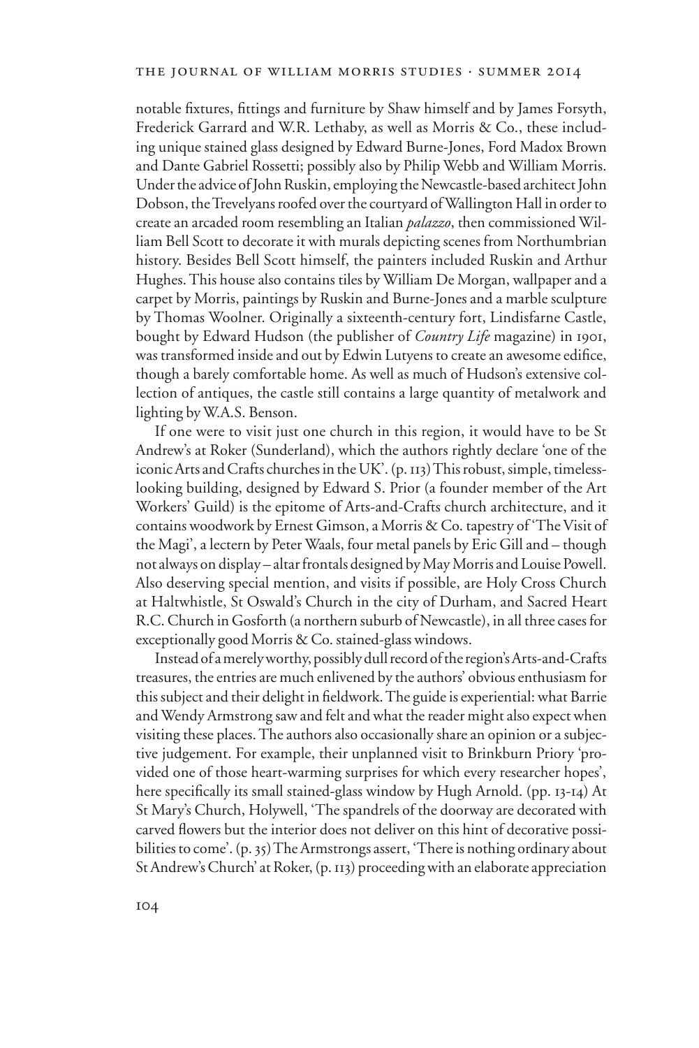notable fixtures, fittings and furniture by Shaw himself and by James Forsyth, Frederick Garrard and W.R. Lethaby, as well as Morris & Co., these including unique stained glass designed by Edward Burne-Jones, Ford Madox Brown and Dante Gabriel Rossetti; possibly also by Philip Webb and William Morris. Under the advice of John Ruskin, employing the Newcastle-based architect John Dobson, the Trevelyans roofed over the courtyard of Wallington Hall in order to create an arcaded room resembling an Italian *palazzo*, then commissioned William Bell Scott to decorate it with murals depicting scenes from Northumbrian history. Besides Bell Scott himself, the painters included Ruskin and Arthur Hughes. This house also contains tiles by William De Morgan, wallpaper and a carpet by Morris, paintings by Ruskin and Burne-Jones and a marble sculpture by Thomas Woolner. Originally a sixteenth-century fort, Lindisfarne Castle, bought by Edward Hudson (the publisher of *Country Life* magazine) in 1901, was transformed inside and out by Edwin Lutyens to create an awesome edifice, though a barely comfortable home. As well as much of Hudson's extensive collection of antiques, the castle still contains a large quantity of metalwork and lighting by W.A.S. Benson.

If one were to visit just one church in this region, it would have to be St Andrew's at Roker (Sunderland), which the authors rightly declare 'one of the iconic Arts and Crafts churches in the UK'. (p. 113) This robust, simple, timeless-looking building, designed by Edward S. Prior (a founder member of the Art Workers' Guild) is the epitome of Arts-and-Crafts church architecture, and it contains woodwork by Ernest Gimson, a Morris & Co. tapestry of 'The Visit of the Magi', a lectern by Peter Waals, four metal panels by Eric Gill and – though not always on display – altar frontals designed by May Morris and Louise Powell. Also deserving special mention, and visits if possible, are Holy Cross Church at Haltwhistle, St Oswald's Church in the city of Durham, and Sacred Heart R.C. Church in Gosforth (a northern suburb of Newcastle), in all three cases for exceptionally good Morris & Co. stained-glass windows.

Instead of a merely worthy, possibly dull record of the region's Arts-and-Crafts treasures, the entries are much enlivened by the authors' obvious enthusiasm for this subject and their delight in fieldwork. The guide is experiential: what Barrie and Wendy Armstrong saw and felt and what the reader might also expect when visiting these places. The authors also occasionally share an opinion or a subjective judgement. For example, their unplanned visit to Brinkburn Priory 'provided one of those heart-warming surprises for which every researcher hopes', here specifically its small stained-glass window by Hugh Arnold. (pp. 13-14) At St Mary's Church, Holywell, 'The spandrels of the doorway are decorated with carved flowers but the interior does not deliver on this hint of decorative possibilities to come'. (p. 35) The Armstrongs assert, 'There is nothing ordinary about St Andrew's Church' at Roker, (p. 113) proceeding with an elaborate appreciation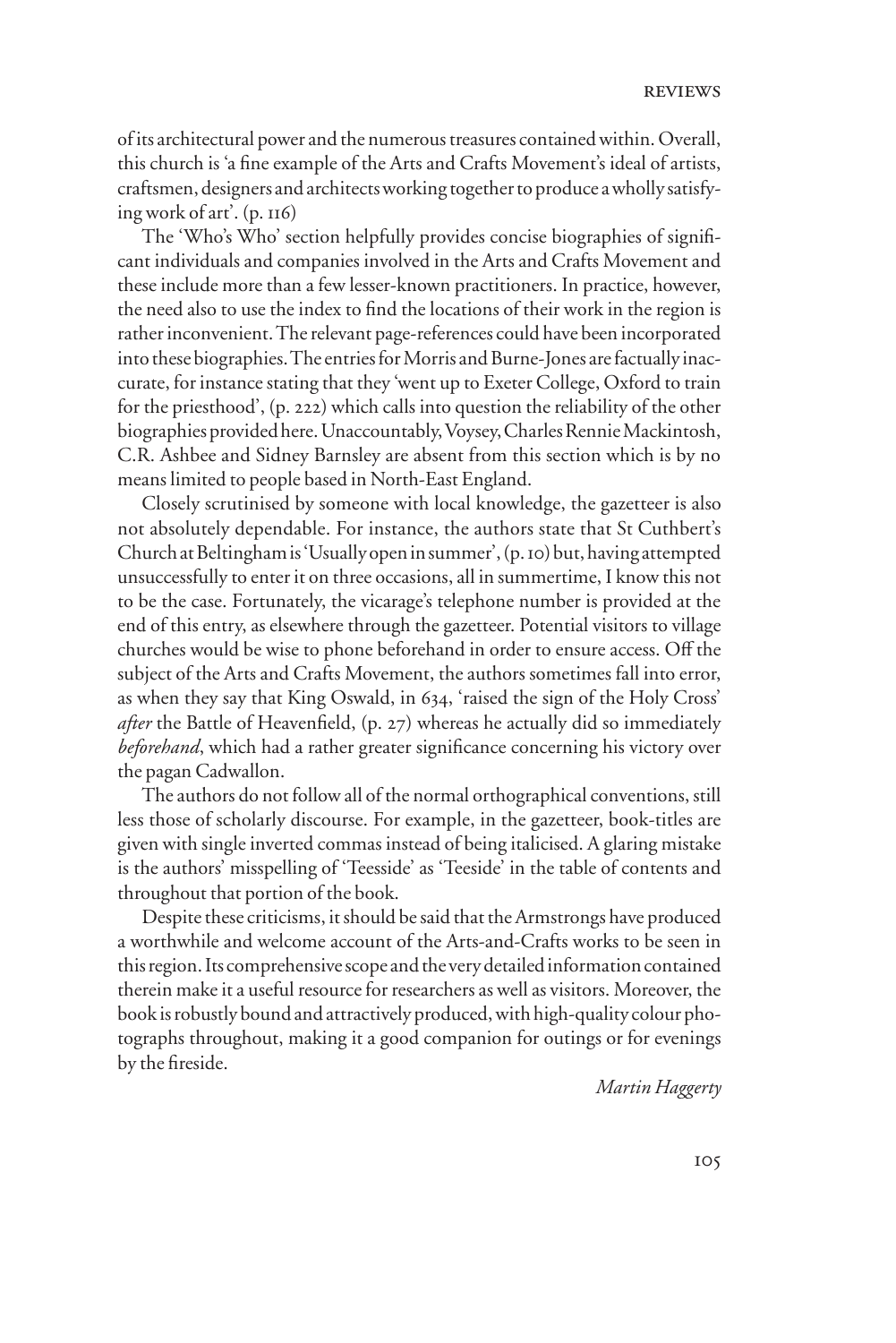of its architectural power and the numerous treasures contained within. Overall, this church is 'a fine example of the Arts and Crafts Movement's ideal of artists, craftsmen, designers and architects working together to produce a wholly satisfying work of art'. (p. 116)

The 'Who's Who' section helpfully provides concise biographies of significant individuals and companies involved in the Arts and Crafts Movement and these include more than a few lesser-known practitioners. In practice, however, the need also to use the index to find the locations of their work in the region is rather inconvenient. The relevant page-references could have been incorporated into these biographies. The entries for Morris and Burne-Jones are factually inaccurate, for instance stating that they 'went up to Exeter College, Oxford to train for the priesthood', (p. 222) which calls into question the reliability of the other biographies provided here. Unaccountably, Voysey, Charles Rennie Mackintosh, C.R. Ashbee and Sidney Barnsley are absent from this section which is by no means limited to people based in North-East England.

Closely scrutinised by someone with local knowledge, the gazetteer is also not absolutely dependable. For instance, the authors state that St Cuthbert's Church at Beltingham is 'Usually open in summer', (p. 10) but, having attempted unsuccessfully to enter it on three occasions, all in summertime, I know this not to be the case. Fortunately, the vicarage's telephone number is provided at the end of this entry, as elsewhere through the gazetteer. Potential visitors to village churches would be wise to phone beforehand in order to ensure access. Off the subject of the Arts and Crafts Movement, the authors sometimes fall into error, as when they say that King Oswald, in 634, 'raised the sign of the Holy Cross' *after* the Battle of Heavenfield, (p. 27) whereas he actually did so immediately *beforehand*, which had a rather greater significance concerning his victory over the pagan Cadwallon.

The authors do not follow all of the normal orthographical conventions, still less those of scholarly discourse. For example, in the gazetteer, book-titles are given with single inverted commas instead of being italicised. A glaring mistake is the authors' misspelling of 'Teesside' as 'Teeside' in the table of contents and throughout that portion of the book.

Despite these criticisms, it should be said that the Armstrongs have produced a worthwhile and welcome account of the Arts-and-Crafts works to be seen in this region. Its comprehensive scope and the very detailed information contained therein make it a useful resource for researchers as well as visitors. Moreover, the book is robustly bound and attractively produced, with high-quality colour photographs throughout, making it a good companion for outings or for evenings by the fireside.

*Martin Haggerty*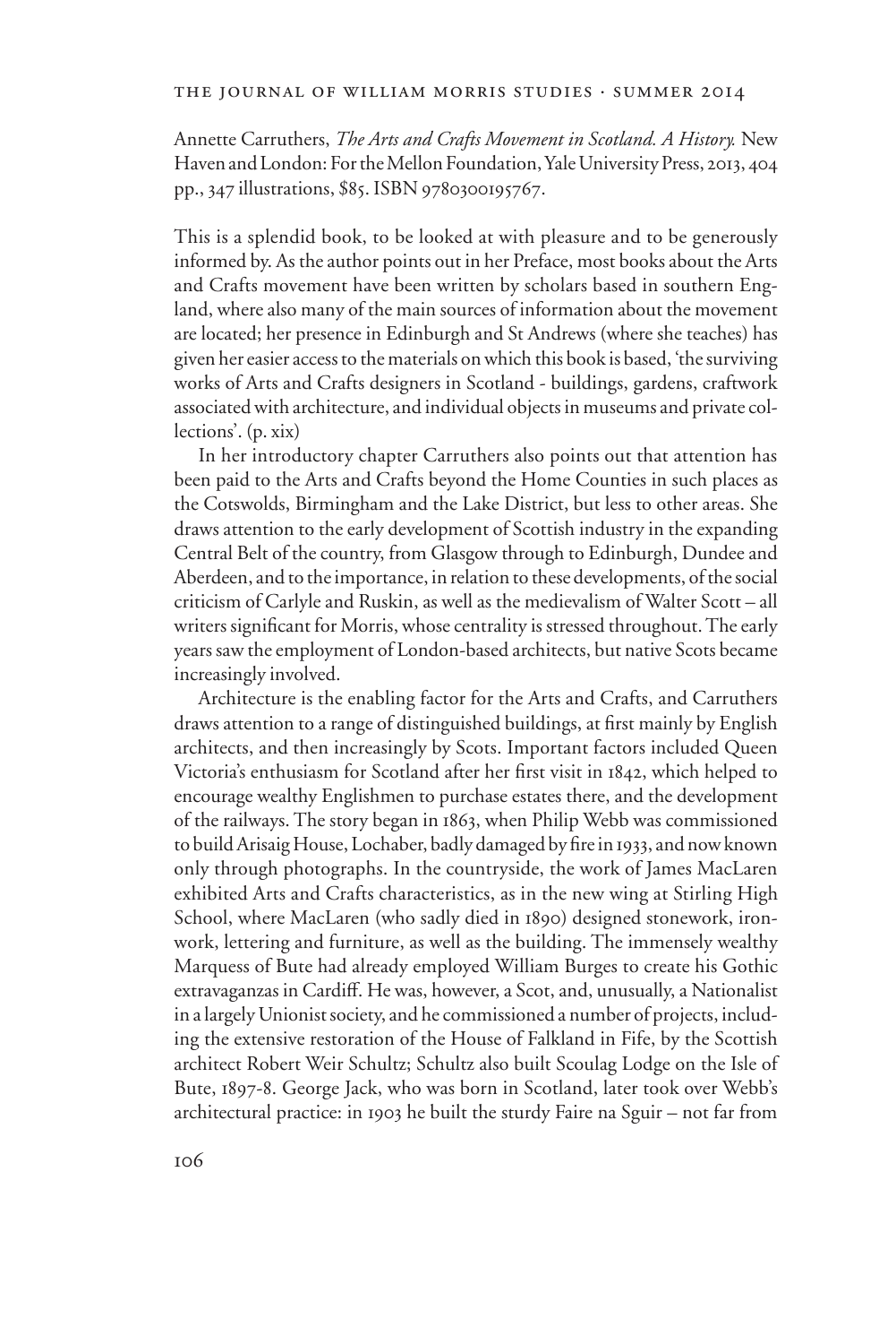Annette Carruthers, *The Arts and Crafts Movement in Scotland. A History.* New Haven and London: For the Mellon Foundation, Yale University Press, 2013, 404 pp., 347 illustrations, $85. ISBN 9780300195767.

This is a splendid book, to be looked at with pleasure and to be generously informed by. As the author points out in her Preface, most books about the Arts and Crafts movement have been written by scholars based in southern England, where also many of the main sources of information about the movement are located; her presence in Edinburgh and St Andrews (where she teaches) has given her easier access to the materials on which this book is based, 'the surviving works of Arts and Crafts designers in Scotland - buildings, gardens, craftwork associated with architecture, and individual objects in museums and private collections'. (p. xix)

In her introductory chapter Carruthers also points out that attention has been paid to the Arts and Crafts beyond the Home Counties in such places as the Cotswolds, Birmingham and the Lake District, but less to other areas. She draws attention to the early development of Scottish industry in the expanding Central Belt of the country, from Glasgow through to Edinburgh, Dundee and Aberdeen, and to the importance, in relation to these developments, of the social criticism of Carlyle and Ruskin, as well as the medievalism of Walter Scott – all writers significant for Morris, whose centrality is stressed throughout. The early years saw the employment of London-based architects, but native Scots became increasingly involved.

Architecture is the enabling factor for the Arts and Crafts, and Carruthers draws attention to a range of distinguished buildings, at first mainly by English architects, and then increasingly by Scots. Important factors included Queen Victoria's enthusiasm for Scotland after her first visit in 1842, which helped to encourage wealthy Englishmen to purchase estates there, and the development of the railways. The story began in 1863, when Philip Webb was commissioned to build Arisaig House, Lochaber, badly damaged by fire in 1933, and now known only through photographs. In the countryside, the work of James MacLaren exhibited Arts and Crafts characteristics, as in the new wing at Stirling High School, where MacLaren (who sadly died in 1890) designed stonework, ironwork, lettering and furniture, as well as the building. The immensely wealthy Marquess of Bute had already employed William Burges to create his Gothic extravaganzas in Cardiff. He was, however, a Scot, and, unusually, a Nationalist in a largely Unionist society, and he commissioned a number of projects, including the extensive restoration of the House of Falkland in Fife, by the Scottish architect Robert Weir Schultz; Schultz also built Scoulag Lodge on the Isle of Bute, 1897-8. George Jack, who was born in Scotland, later took over Webb's architectural practice: in 1903 he built the sturdy Faire na Sguir – not far from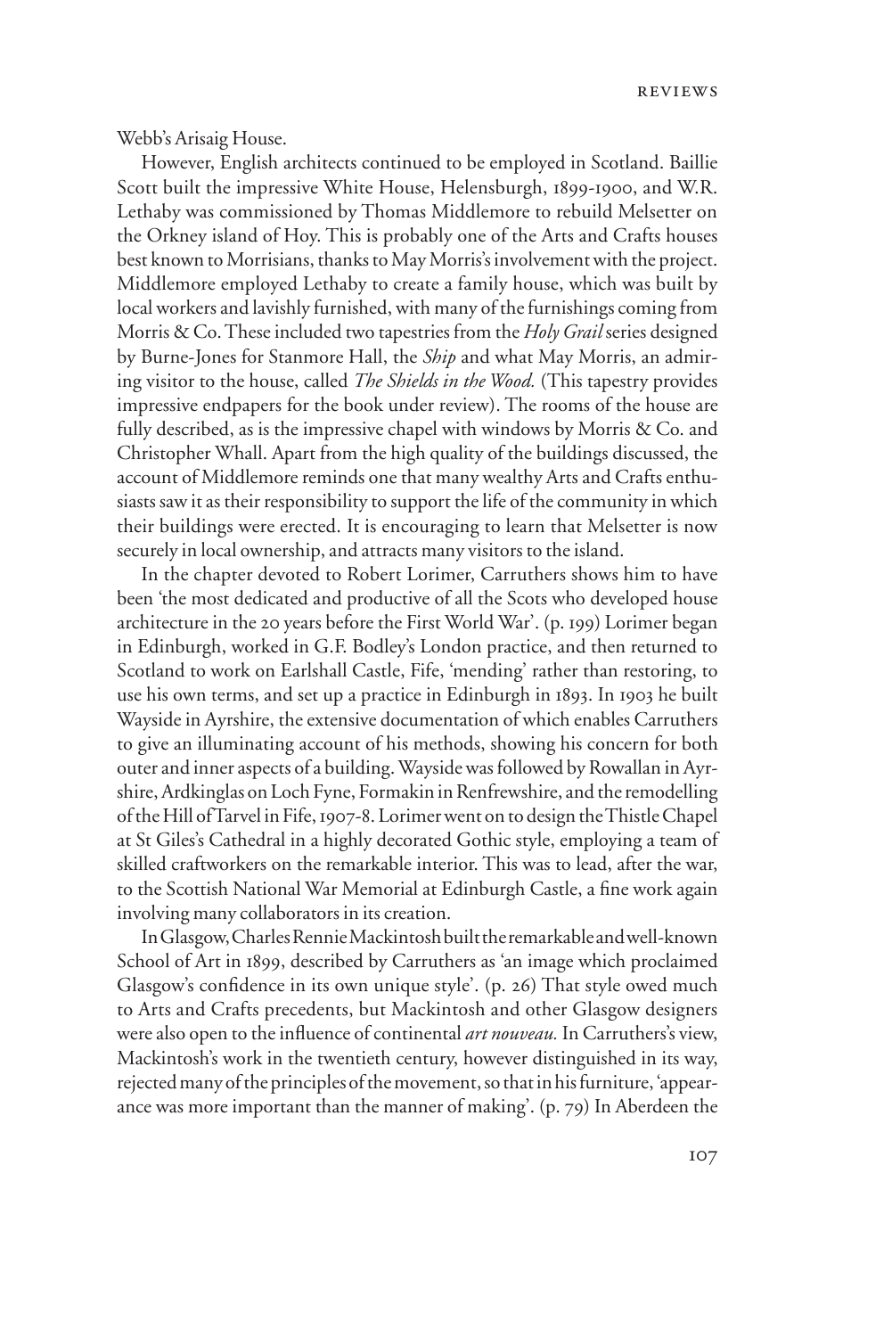Webb's Arisaig House.

However, English architects continued to be employed in Scotland. Baillie Scott built the impressive White House, Helensburgh, 1899-1900, and W.R. Lethaby was commissioned by Thomas Middlemore to rebuild Melsetter on the Orkney island of Hoy. This is probably one of the Arts and Crafts houses best known to Morrisians, thanks to May Morris's involvement with the project. Middlemore employed Lethaby to create a family house, which was built by local workers and lavishly furnished, with many of the furnishings coming from Morris & Co. These included two tapestries from the *Holy Grail* series designed by Burne-Jones for Stanmore Hall, the *Ship* and what May Morris, an admiring visitor to the house, called *The Shields in the Wood.* (This tapestry provides impressive endpapers for the book under review). The rooms of the house are fully described, as is the impressive chapel with windows by Morris & Co. and Christopher Whall. Apart from the high quality of the buildings discussed, the account of Middlemore reminds one that many wealthy Arts and Crafts enthusiasts saw it as their responsibility to support the life of the community in which their buildings were erected. It is encouraging to learn that Melsetter is now securely in local ownership, and attracts many visitors to the island.

In the chapter devoted to Robert Lorimer, Carruthers shows him to have been 'the most dedicated and productive of all the Scots who developed house architecture in the 20 years before the First World War'. (p. 199) Lorimer began in Edinburgh, worked in G.F. Bodley's London practice, and then returned to Scotland to work on Earlshall Castle, Fife, 'mending' rather than restoring, to use his own terms, and set up a practice in Edinburgh in 1893. In 1903 he built Wayside in Ayrshire, the extensive documentation of which enables Carruthers to give an illuminating account of his methods, showing his concern for both outer and inner aspects of a building. Wayside was followed by Rowallan in Ayrshire, Ardkinglas on Loch Fyne, Formakin in Renfrewshire, and the remodelling of the Hill of Tarvel in Fife, 1907-8. Lorimer went on to design the Thistle Chapel at St Giles's Cathedral in a highly decorated Gothic style, employing a team of skilled craftworkers on the remarkable interior. This was to lead, after the war, to the Scottish National War Memorial at Edinburgh Castle, a fine work again involving many collaborators in its creation.

In Glasgow, Charles Rennie Mackintosh built the remarkable and well-known School of Art in 1899, described by Carruthers as 'an image which proclaimed Glasgow's confidence in its own unique style'. (p. 26) That style owed much to Arts and Crafts precedents, but Mackintosh and other Glasgow designers were also open to the influence of continental *art nouveau.* In Carruthers's view, Mackintosh's work in the twentieth century, however distinguished in its way, rejected many of the principles of the movement, so that in his furniture, 'appearance was more important than the manner of making'. (p. 79) In Aberdeen the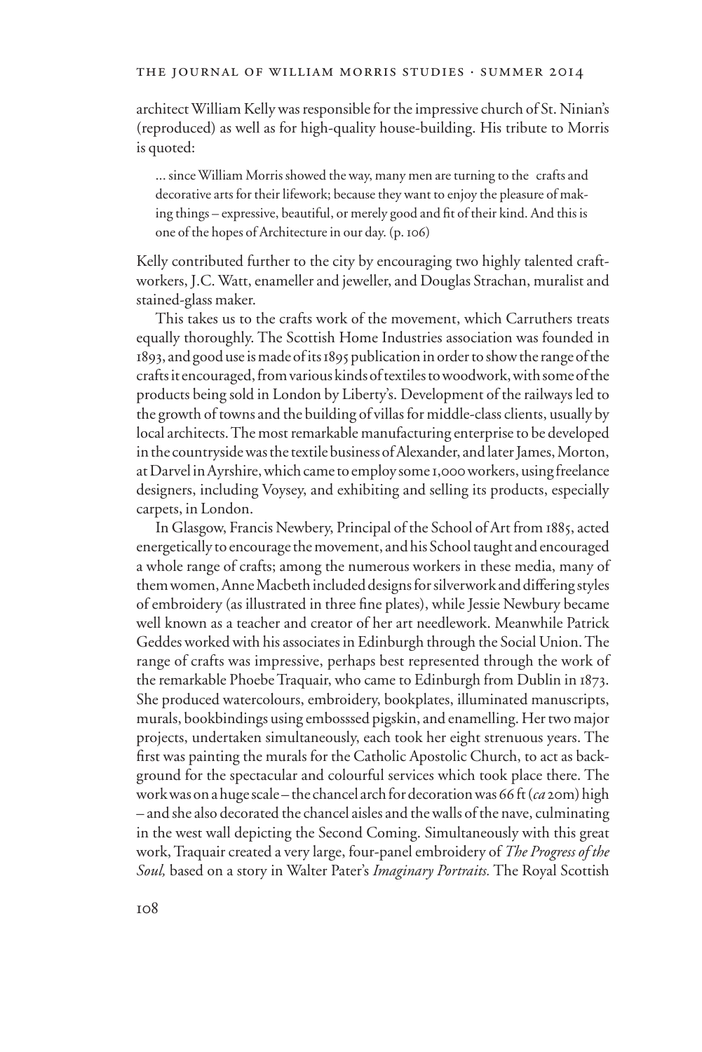architect William Kelly was responsible for the impressive church of St. Ninian's (reproduced) as well as for high-quality house-building. His tribute to Morris is quoted:

> ... since William Morris showed the way, many men are turning to the crafts and decorative arts for their lifework; because they want to enjoy the pleasure of making things – expressive, beautiful, or merely good and fit of their kind. And this is one of the hopes of Architecture in our day. (p. 106)

Kelly contributed further to the city by encouraging two highly talented craftworkers, J.C. Watt, enameller and jeweller, and Douglas Strachan, muralist and stained-glass maker.

This takes us to the crafts work of the movement, which Carruthers treats equally thoroughly. The Scottish Home Industries association was founded in 1893, and good use is made of its 1895 publication in order to show the range of the crafts it encouraged, from various kinds of textiles to woodwork, with some of the products being sold in London by Liberty's. Development of the railways led to the growth of towns and the building of villas for middle-class clients, usually by local architects. The most remarkable manufacturing enterprise to be developed in the countryside was the textile business of Alexander, and later James, Morton, at Darvel in Ayrshire, which came to employ some 1,000 workers, using freelance designers, including Voysey, and exhibiting and selling its products, especially carpets, in London.

In Glasgow, Francis Newbery, Principal of the School of Art from 1885, acted energetically to encourage the movement, and his School taught and encouraged a whole range of crafts; among the numerous workers in these media, many of them women, Anne Macbeth included designs for silverwork and differing styles of embroidery (as illustrated in three fine plates), while Jessie Newbury became well known as a teacher and creator of her art needlework. Meanwhile Patrick Geddes worked with his associates in Edinburgh through the Social Union. The range of crafts was impressive, perhaps best represented through the work of the remarkable Phoebe Traquair, who came to Edinburgh from Dublin in 1873. She produced watercolours, embroidery, bookplates, illuminated manuscripts, murals, bookbindings using embosssed pigskin, and enamelling. Her two major projects, undertaken simultaneously, each took her eight strenuous years. The first was painting the murals for the Catholic Apostolic Church, to act as background for the spectacular and colourful services which took place there. The work was on a huge scale – the chancel arch for decoration was 66 ft (*ca* 20m) high – and she also decorated the chancel aisles and the walls of the nave, culminating in the west wall depicting the Second Coming. Simultaneously with this great work, Traquair created a very large, four-panel embroidery of *The Progress of the Soul,* based on a story in Walter Pater's *Imaginary Portraits.* The Royal Scottish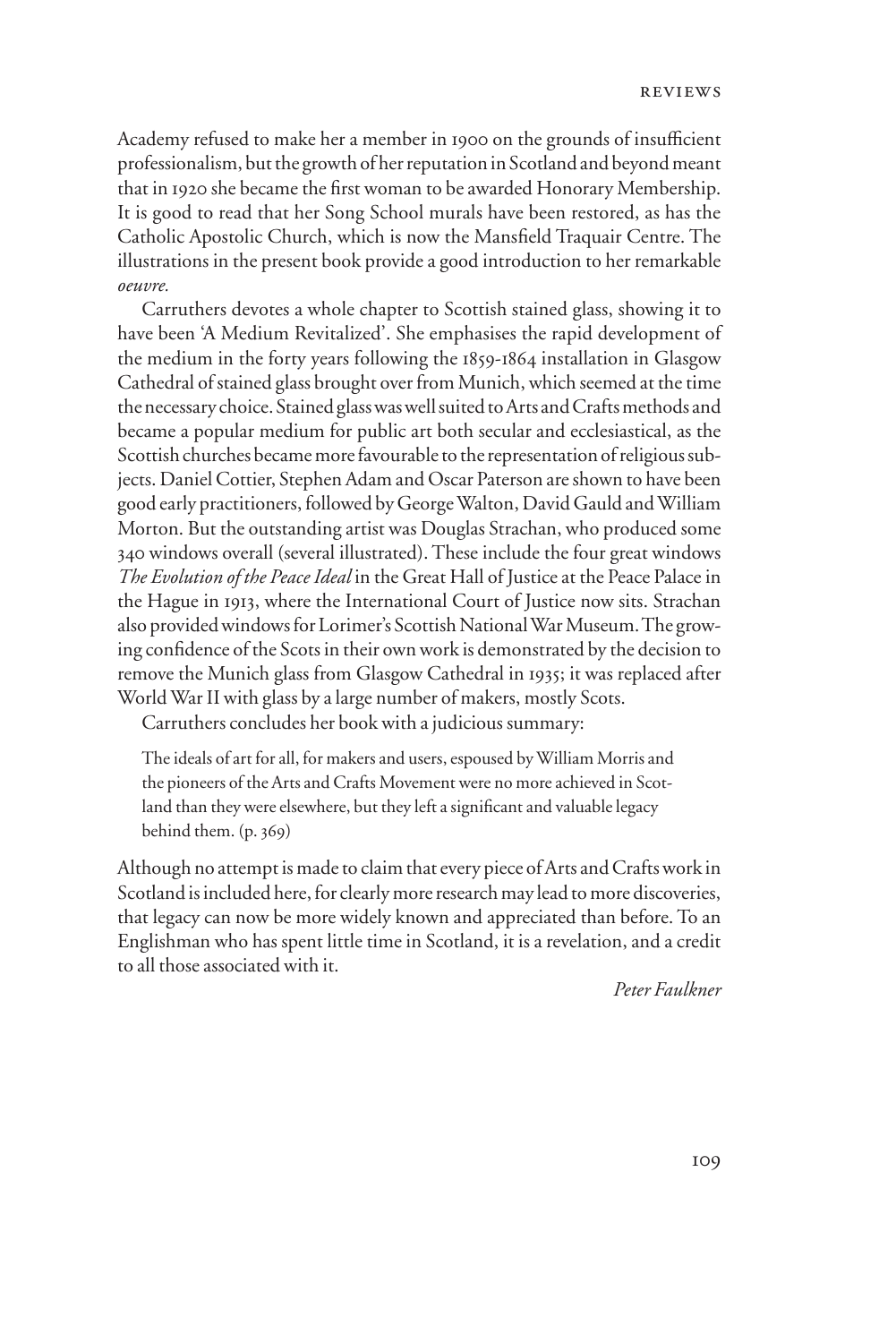Academy refused to make her a member in 1900 on the grounds of insufficient professionalism, but the growth of her reputation in Scotland and beyond meant that in 1920 she became the first woman to be awarded Honorary Membership. It is good to read that her Song School murals have been restored, as has the Catholic Apostolic Church, which is now the Mansfield Traquair Centre. The illustrations in the present book provide a good introduction to her remarkable *oeuvre.*

Carruthers devotes a whole chapter to Scottish stained glass, showing it to have been 'A Medium Revitalized'. She emphasises the rapid development of the medium in the forty years following the 1859-1864 installation in Glasgow Cathedral of stained glass brought over from Munich, which seemed at the time the necessary choice. Stained glass was well suited to Arts and Crafts methods and became a popular medium for public art both secular and ecclesiastical, as the Scottish churches became more favourable to the representation of religious subjects. Daniel Cottier, Stephen Adam and Oscar Paterson are shown to have been good early practitioners, followed by George Walton, David Gauld and William Morton. But the outstanding artist was Douglas Strachan, who produced some 340 windows overall (several illustrated). These include the four great windows *The Evolution of the Peace Ideal* in the Great Hall of Justice at the Peace Palace in the Hague in 1913, where the International Court of Justice now sits. Strachan also provided windows for Lorimer's Scottish National War Museum. The growing confidence of the Scots in their own work is demonstrated by the decision to remove the Munich glass from Glasgow Cathedral in 1935; it was replaced after World War II with glass by a large number of makers, mostly Scots.

Carruthers concludes her book with a judicious summary:

> The ideals of art for all, for makers and users, espoused by William Morris and the pioneers of the Arts and Crafts Movement were no more achieved in Scotland than they were elsewhere, but they left a significant and valuable legacy behind them. (p. 369)

Although no attempt is made to claim that every piece of Arts and Crafts work in Scotland is included here, for clearly more research may lead to more discoveries, that legacy can now be more widely known and appreciated than before. To an Englishman who has spent little time in Scotland, it is a revelation, and a credit to all those associated with it.

*Peter Faulkner*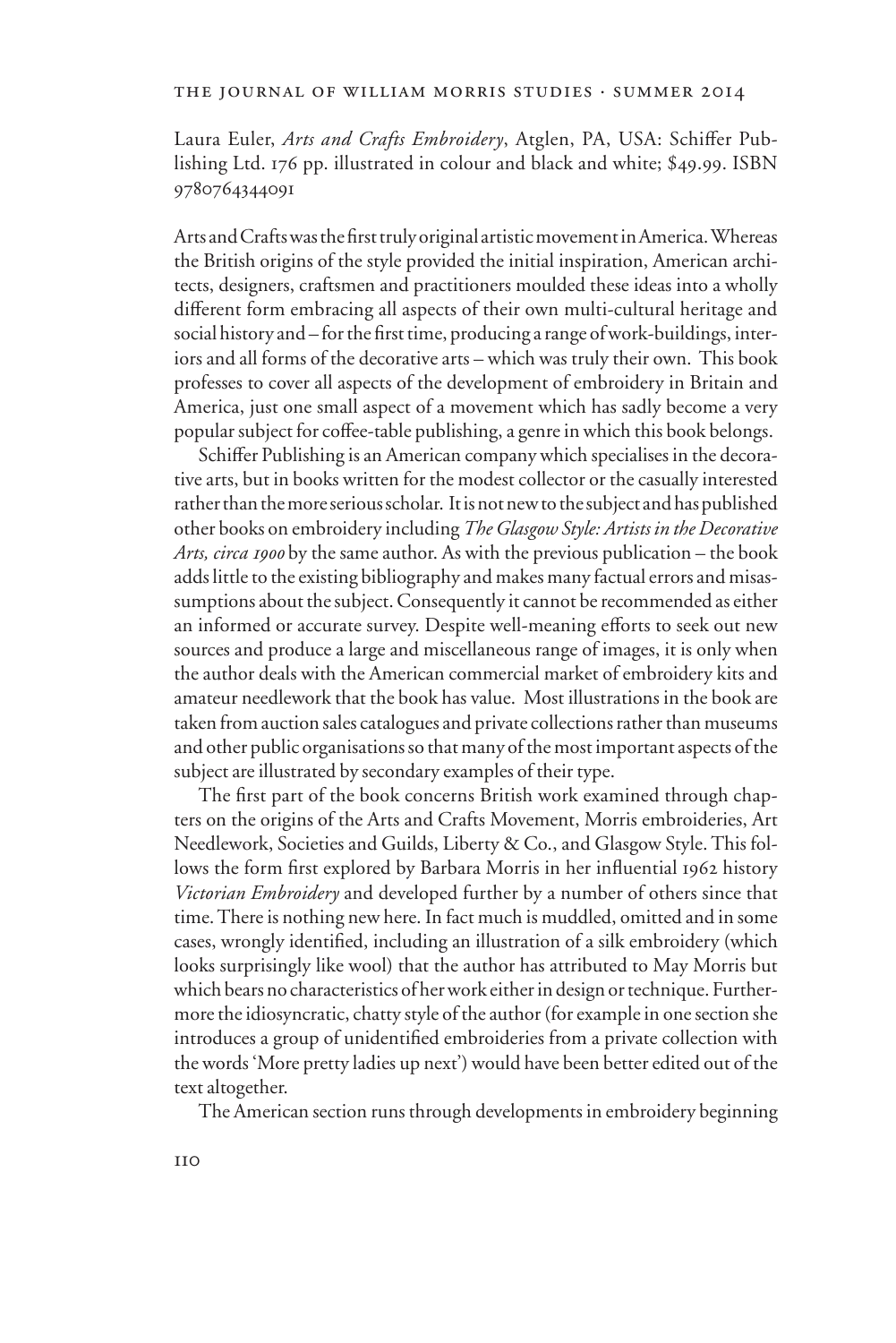Laura Euler, *Arts and Crafts Embroidery*, Atglen, PA, USA: Schiffer Publishing Ltd. 176 pp. illustrated in colour and black and white; $49.99. ISBN 9780764344091

Arts and Crafts was the first truly original artistic movement in America. Whereas the British origins of the style provided the initial inspiration, American architects, designers, craftsmen and practitioners moulded these ideas into a wholly different form embracing all aspects of their own multi-cultural heritage and social history and – for the first time, producing a range of work-buildings, interiors and all forms of the decorative arts – which was truly their own. This book professes to cover all aspects of the development of embroidery in Britain and America, just one small aspect of a movement which has sadly become a very popular subject for coffee-table publishing, a genre in which this book belongs.

Schiffer Publishing is an American company which specialises in the decorative arts, but in books written for the modest collector or the casually interested rather than the more serious scholar. It is not new to the subject and has published other books on embroidery including *The Glasgow Style: Artists in the Decorative Arts, circa 1900* by the same author. As with the previous publication – the book adds little to the existing bibliography and makes many factual errors and misassumptions about the subject. Consequently it cannot be recommended as either an informed or accurate survey. Despite well-meaning efforts to seek out new sources and produce a large and miscellaneous range of images, it is only when the author deals with the American commercial market of embroidery kits and amateur needlework that the book has value. Most illustrations in the book are taken from auction sales catalogues and private collections rather than museums and other public organisations so that many of the most important aspects of the subject are illustrated by secondary examples of their type.

The first part of the book concerns British work examined through chapters on the origins of the Arts and Crafts Movement, Morris embroideries, Art Needlework, Societies and Guilds, Liberty & Co., and Glasgow Style. This follows the form first explored by Barbara Morris in her influential 1962 history *Victorian Embroidery* and developed further by a number of others since that time. There is nothing new here. In fact much is muddled, omitted and in some cases, wrongly identified, including an illustration of a silk embroidery (which looks surprisingly like wool) that the author has attributed to May Morris but which bears no characteristics of her work either in design or technique. Furthermore the idiosyncratic, chatty style of the author (for example in one section she introduces a group of unidentified embroideries from a private collection with the words 'More pretty ladies up next') would have been better edited out of the text altogether.

The American section runs through developments in embroidery beginning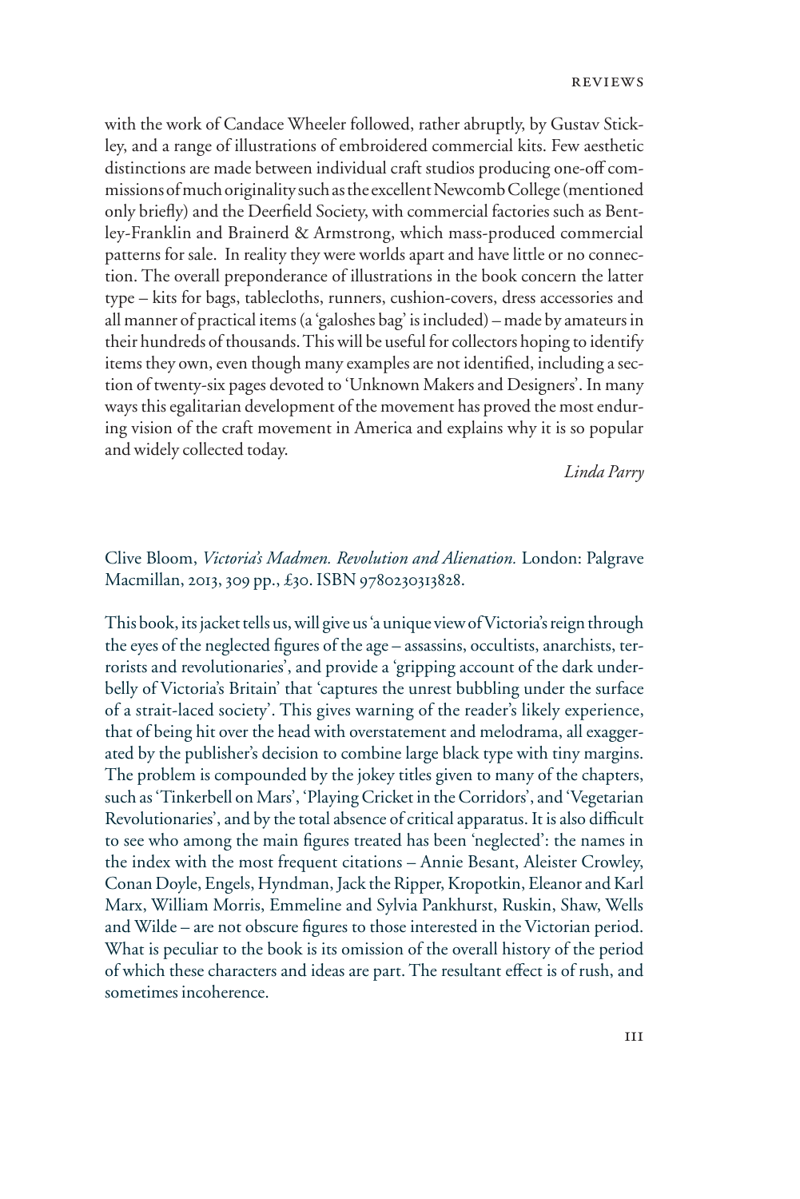with the work of Candace Wheeler followed, rather abruptly, by Gustav Stickley, and a range of illustrations of embroidered commercial kits. Few aesthetic distinctions are made between individual craft studios producing one-off commissions of much originality such as the excellent Newcomb College (mentioned only briefly) and the Deerfield Society, with commercial factories such as Bentley-Franklin and Brainerd & Armstrong, which mass-produced commercial patterns for sale. In reality they were worlds apart and have little or no connection. The overall preponderance of illustrations in the book concern the latter type – kits for bags, tablecloths, runners, cushion-covers, dress accessories and all manner of practical items (a 'galoshes bag' is included) – made by amateurs in their hundreds of thousands. This will be useful for collectors hoping to identify items they own, even though many examples are not identified, including a section of twenty-six pages devoted to 'Unknown Makers and Designers'. In many ways this egalitarian development of the movement has proved the most enduring vision of the craft movement in America and explains why it is so popular and widely collected today.

*Linda Parry*

Clive Bloom, *Victoria's Madmen. Revolution and Alienation.* London: Palgrave Macmillan, 2013, 309 pp., £30. ISBN 9780230313828.

This book, its jacket tells us, will give us 'a unique view of Victoria's reign through the eyes of the neglected figures of the age – assassins, occultists, anarchists, terrorists and revolutionaries', and provide a 'gripping account of the dark underbelly of Victoria's Britain' that 'captures the unrest bubbling under the surface of a strait-laced society'. This gives warning of the reader's likely experience, that of being hit over the head with overstatement and melodrama, all exaggerated by the publisher's decision to combine large black type with tiny margins. The problem is compounded by the jokey titles given to many of the chapters, such as 'Tinkerbell on Mars', 'Playing Cricket in the Corridors', and 'Vegetarian Revolutionaries', and by the total absence of critical apparatus. It is also difficult to see who among the main figures treated has been 'neglected': the names in the index with the most frequent citations – Annie Besant, Aleister Crowley, Conan Doyle, Engels, Hyndman, Jack the Ripper, Kropotkin, Eleanor and Karl Marx, William Morris, Emmeline and Sylvia Pankhurst, Ruskin, Shaw, Wells and Wilde – are not obscure figures to those interested in the Victorian period. What is peculiar to the book is its omission of the overall history of the period of which these characters and ideas are part. The resultant effect is of rush, and sometimes incoherence.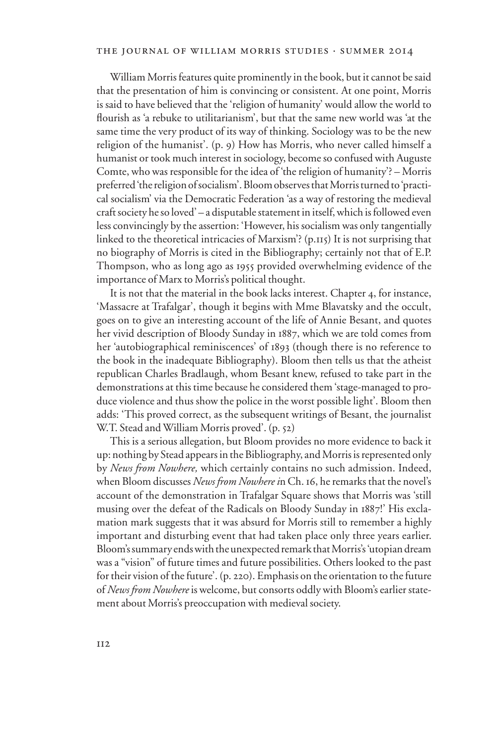William Morris features quite prominently in the book, but it cannot be said that the presentation of him is convincing or consistent. At one point, Morris is said to have believed that the 'religion of humanity' would allow the world to flourish as 'a rebuke to utilitarianism', but that the same new world was 'at the same time the very product of its way of thinking. Sociology was to be the new religion of the humanist'. (p. 9) How has Morris, who never called himself a humanist or took much interest in sociology, become so confused with Auguste Comte, who was responsible for the idea of 'the religion of humanity'? – Morris preferred 'the religion of socialism'. Bloom observes that Morris turned to 'practical socialism' via the Democratic Federation 'as a way of restoring the medieval craft society he so loved' – a disputable statement in itself, which is followed even less convincingly by the assertion: 'However, his socialism was only tangentially linked to the theoretical intricacies of Marxism'? (p.115) It is not surprising that no biography of Morris is cited in the Bibliography; certainly not that of E.P. Thompson, who as long ago as 1955 provided overwhelming evidence of the importance of Marx to Morris's political thought.

It is not that the material in the book lacks interest. Chapter 4, for instance, 'Massacre at Trafalgar', though it begins with Mme Blavatsky and the occult, goes on to give an interesting account of the life of Annie Besant, and quotes her vivid description of Bloody Sunday in 1887, which we are told comes from her 'autobiographical reminiscences' of 1893 (though there is no reference to the book in the inadequate Bibliography). Bloom then tells us that the atheist republican Charles Bradlaugh, whom Besant knew, refused to take part in the demonstrations at this time because he considered them 'stage-managed to produce violence and thus show the police in the worst possible light'. Bloom then adds: 'This proved correct, as the subsequent writings of Besant, the journalist W.T. Stead and William Morris proved'. (p. 52)

This is a serious allegation, but Bloom provides no more evidence to back it up: nothing by Stead appears in the Bibliography, and Morris is represented only by *News from Nowhere,* which certainly contains no such admission. Indeed, when Bloom discusses *News from Nowhere i*n Ch. 16, he remarks that the novel's account of the demonstration in Trafalgar Square shows that Morris was 'still musing over the defeat of the Radicals on Bloody Sunday in 1887!' His exclamation mark suggests that it was absurd for Morris still to remember a highly important and disturbing event that had taken place only three years earlier. Bloom's summary ends with the unexpected remark that Morris's 'utopian dream was a "vision" of future times and future possibilities. Others looked to the past for their vision of the future'. (p. 220). Emphasis on the orientation to the future of *News from Nowhere* is welcome, but consorts oddly with Bloom's earlier statement about Morris's preoccupation with medieval society.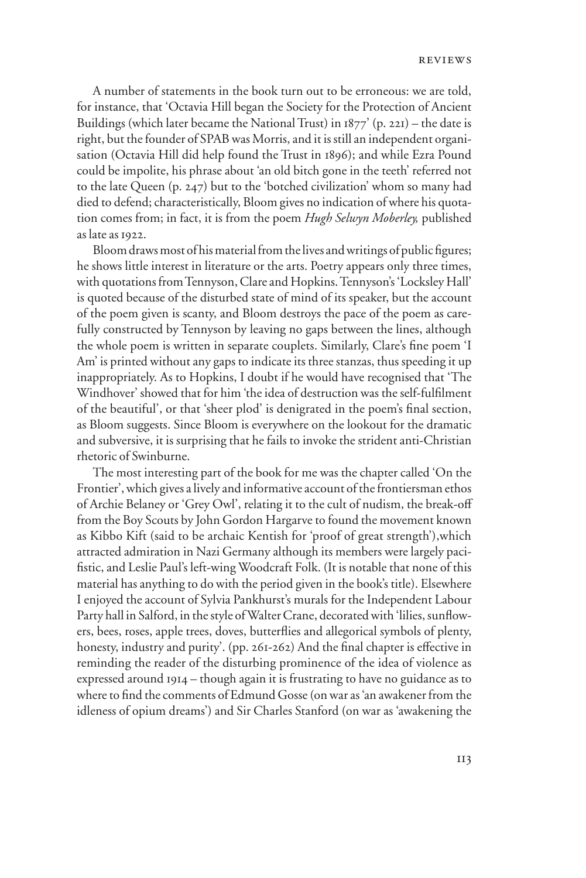A number of statements in the book turn out to be erroneous: we are told, for instance, that 'Octavia Hill began the Society for the Protection of Ancient Buildings (which later became the National Trust) in 1877' (p. 221) – the date is right, but the founder of SPAB was Morris, and it is still an independent organisation (Octavia Hill did help found the Trust in 1896); and while Ezra Pound could be impolite, his phrase about 'an old bitch gone in the teeth' referred not to the late Queen (p. 247) but to the 'botched civilization' whom so many had died to defend; characteristically, Bloom gives no indication of where his quotation comes from; in fact, it is from the poem *Hugh Selwyn Moberley,* published as late as 1922.

Bloom draws most of his material from the lives and writings of public figures; he shows little interest in literature or the arts. Poetry appears only three times, with quotations from Tennyson, Clare and Hopkins. Tennyson's 'Locksley Hall' is quoted because of the disturbed state of mind of its speaker, but the account of the poem given is scanty, and Bloom destroys the pace of the poem as carefully constructed by Tennyson by leaving no gaps between the lines, although the whole poem is written in separate couplets. Similarly, Clare's fine poem 'I Am' is printed without any gaps to indicate its three stanzas, thus speeding it up inappropriately. As to Hopkins, I doubt if he would have recognised that 'The Windhover' showed that for him 'the idea of destruction was the self-fulfilment of the beautiful', or that 'sheer plod' is denigrated in the poem's final section, as Bloom suggests. Since Bloom is everywhere on the lookout for the dramatic and subversive, it is surprising that he fails to invoke the strident anti-Christian rhetoric of Swinburne.

The most interesting part of the book for me was the chapter called 'On the Frontier', which gives a lively and informative account of the frontiersman ethos of Archie Belaney or 'Grey Owl', relating it to the cult of nudism, the break-off from the Boy Scouts by John Gordon Hargarve to found the movement known as Kibbo Kift (said to be archaic Kentish for 'proof of great strength'),which attracted admiration in Nazi Germany although its members were largely pacifistic, and Leslie Paul's left-wing Woodcraft Folk. (It is notable that none of this material has anything to do with the period given in the book's title). Elsewhere I enjoyed the account of Sylvia Pankhurst's murals for the Independent Labour Party hall in Salford, in the style of Walter Crane, decorated with 'lilies, sunflowers, bees, roses, apple trees, doves, butterflies and allegorical symbols of plenty, honesty, industry and purity'. (pp. 261-262) And the final chapter is effective in reminding the reader of the disturbing prominence of the idea of violence as expressed around 1914 – though again it is frustrating to have no guidance as to where to find the comments of Edmund Gosse (on war as 'an awakener from the idleness of opium dreams') and Sir Charles Stanford (on war as 'awakening the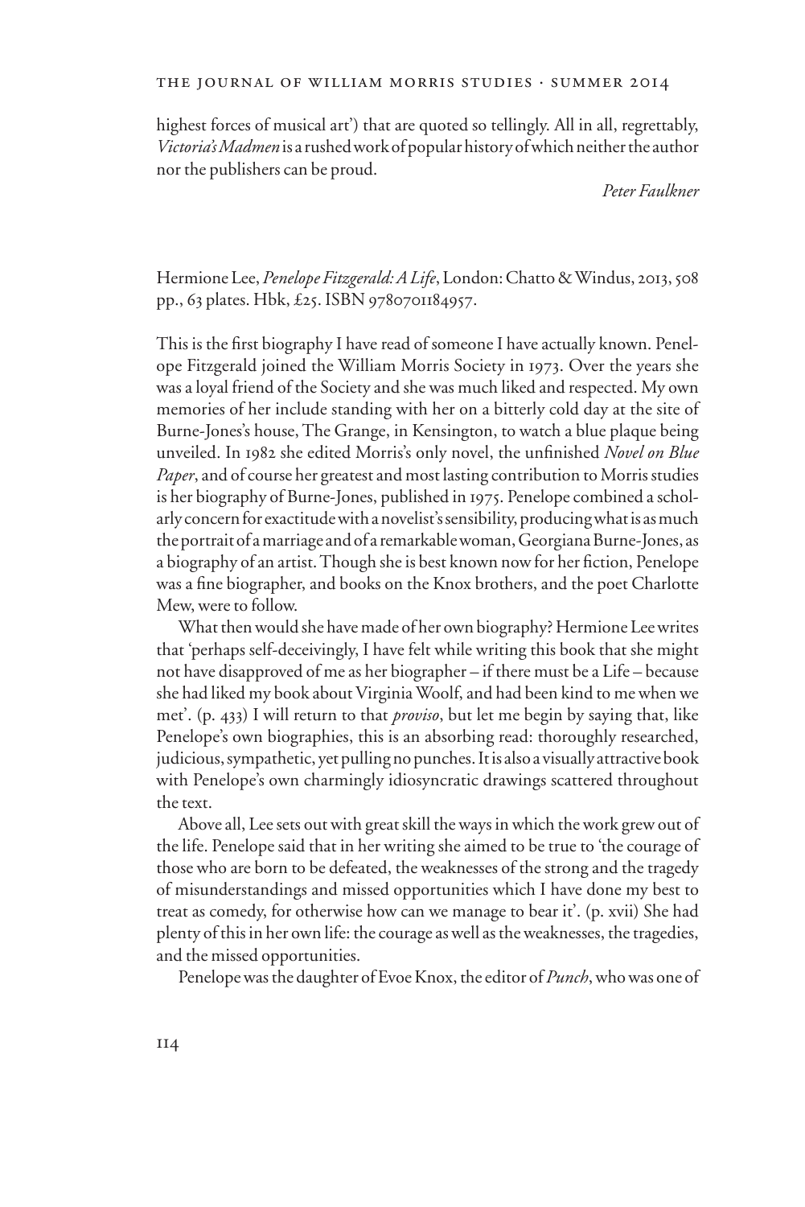highest forces of musical art') that are quoted so tellingly. All in all, regrettably, *Victoria's Madmen* is a rushed work of popular history of which neither the author nor the publishers can be proud.

*Peter Faulkner*

Hermione Lee, *Penelope Fitzgerald: A Life*, London: Chatto & Windus, 2013, 508 pp., 63 plates. Hbk, £25. ISBN 9780701184957.

This is the first biography I have read of someone I have actually known. Penelope Fitzgerald joined the William Morris Society in 1973. Over the years she was a loyal friend of the Society and she was much liked and respected. My own memories of her include standing with her on a bitterly cold day at the site of Burne-Jones's house, The Grange, in Kensington, to watch a blue plaque being unveiled. In 1982 she edited Morris's only novel, the unfinished *Novel on Blue Paper*, and of course her greatest and most lasting contribution to Morris studies is her biography of Burne-Jones, published in 1975. Penelope combined a scholarly concern for exactitude with a novelist's sensibility, producing what is as much the portrait of a marriage and of a remarkable woman, Georgiana Burne-Jones, as a biography of an artist. Though she is best known now for her fiction, Penelope was a fine biographer, and books on the Knox brothers, and the poet Charlotte Mew, were to follow.

What then would she have made of her own biography? Hermione Lee writes that 'perhaps self-deceivingly, I have felt while writing this book that she might not have disapproved of me as her biographer – if there must be a Life – because she had liked my book about Virginia Woolf, and had been kind to me when we met'. (p. 433) I will return to that *proviso*, but let me begin by saying that, like Penelope's own biographies, this is an absorbing read: thoroughly researched, judicious, sympathetic, yet pulling no punches. It is also a visually attractive book with Penelope's own charmingly idiosyncratic drawings scattered throughout the text.

Above all, Lee sets out with great skill the ways in which the work grew out of the life. Penelope said that in her writing she aimed to be true to 'the courage of those who are born to be defeated, the weaknesses of the strong and the tragedy of misunderstandings and missed opportunities which I have done my best to treat as comedy, for otherwise how can we manage to bear it'. (p. xvii) She had plenty of this in her own life: the courage as well as the weaknesses, the tragedies, and the missed opportunities.

Penelope was the daughter of Evoe Knox, the editor of *Punch*, who was one of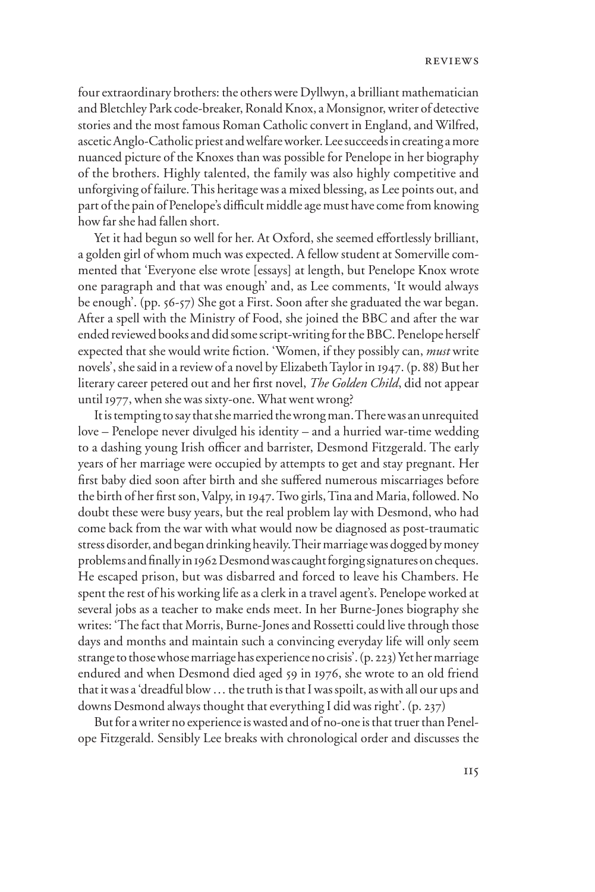four extraordinary brothers: the others were Dyllwyn, a brilliant mathematician and Bletchley Park code-breaker, Ronald Knox, a Monsignor, writer of detective stories and the most famous Roman Catholic convert in England, and Wilfred, ascetic Anglo-Catholic priest and welfare worker. Lee succeeds in creating a more nuanced picture of the Knoxes than was possible for Penelope in her biography of the brothers. Highly talented, the family was also highly competitive and unforgiving of failure. This heritage was a mixed blessing, as Lee points out, and part of the pain of Penelope's difficult middle age must have come from knowing how far she had fallen short.

Yet it had begun so well for her. At Oxford, she seemed effortlessly brilliant, a golden girl of whom much was expected. A fellow student at Somerville commented that 'Everyone else wrote [essays] at length, but Penelope Knox wrote one paragraph and that was enough' and, as Lee comments, 'It would always be enough'. (pp. 56-57) She got a First. Soon after she graduated the war began. After a spell with the Ministry of Food, she joined the BBC and after the war ended reviewed books and did some script-writing for the BBC. Penelope herself expected that she would write fiction. 'Women, if they possibly can, *must* write novels', she said in a review of a novel by Elizabeth Taylor in 1947. (p. 88) But her literary career petered out and her first novel, *The Golden Child*, did not appear until 1977, when she was sixty-one. What went wrong?

It is tempting to say that she married the wrong man. There was an unrequited love – Penelope never divulged his identity – and a hurried war-time wedding to a dashing young Irish officer and barrister, Desmond Fitzgerald. The early years of her marriage were occupied by attempts to get and stay pregnant. Her first baby died soon after birth and she suffered numerous miscarriages before the birth of her first son, Valpy, in 1947. Two girls, Tina and Maria, followed. No doubt these were busy years, but the real problem lay with Desmond, who had come back from the war with what would now be diagnosed as post-traumatic stress disorder, and began drinking heavily. Their marriage was dogged by money problems and finally in 1962 Desmond was caught forging signatures on cheques. He escaped prison, but was disbarred and forced to leave his Chambers. He spent the rest of his working life as a clerk in a travel agent's. Penelope worked at several jobs as a teacher to make ends meet. In her Burne-Jones biography she writes: 'The fact that Morris, Burne-Jones and Rossetti could live through those days and months and maintain such a convincing everyday life will only seem strange to those whose marriage has experience no crisis'. (p. 223) Yet her marriage endured and when Desmond died aged 59 in 1976, she wrote to an old friend that it was a 'dreadful blow … the truth is that I was spoilt, as with all our ups and downs Desmond always thought that everything I did was right'. (p. 237)

But for a writer no experience is wasted and of no-one is that truer than Penelope Fitzgerald. Sensibly Lee breaks with chronological order and discusses the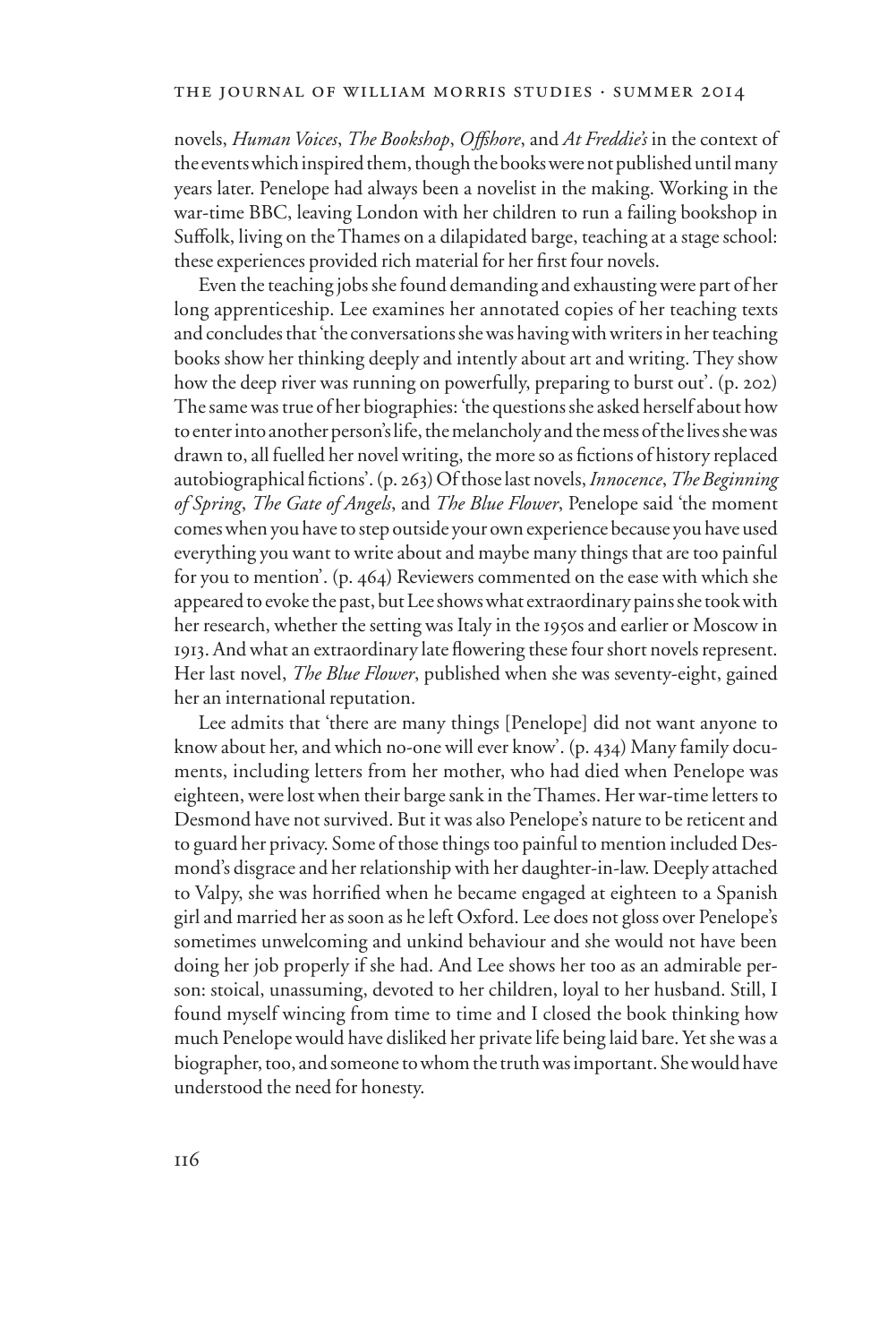novels, *Human Voices*, *The Bookshop*, *Offshore*, and *At Freddie's* in the context of the events which inspired them, though the books were not published until many years later. Penelope had always been a novelist in the making. Working in the war-time BBC, leaving London with her children to run a failing bookshop in Suffolk, living on the Thames on a dilapidated barge, teaching at a stage school: these experiences provided rich material for her first four novels.

Even the teaching jobs she found demanding and exhausting were part of her long apprenticeship. Lee examines her annotated copies of her teaching texts and concludes that 'the conversations she was having with writers in her teaching books show her thinking deeply and intently about art and writing. They show how the deep river was running on powerfully, preparing to burst out'. (p. 202) The same was true of her biographies: 'the questions she asked herself about how to enter into another person's life, the melancholy and the mess of the lives she was drawn to, all fuelled her novel writing, the more so as fictions of history replaced autobiographical fictions'. (p. 263) Of those last novels, *Innocence*, *The Beginning of Spring*, *The Gate of Angels*, and *The Blue Flower*, Penelope said 'the moment comes when you have to step outside your own experience because you have used everything you want to write about and maybe many things that are too painful for you to mention'. (p. 464) Reviewers commented on the ease with which she appeared to evoke the past, but Lee shows what extraordinary pains she took with her research, whether the setting was Italy in the 1950s and earlier or Moscow in 1913. And what an extraordinary late flowering these four short novels represent. Her last novel, *The Blue Flower*, published when she was seventy-eight, gained her an international reputation.

Lee admits that 'there are many things [Penelope] did not want anyone to know about her, and which no-one will ever know'. (p. 434) Many family documents, including letters from her mother, who had died when Penelope was eighteen, were lost when their barge sank in the Thames. Her war-time letters to Desmond have not survived. But it was also Penelope's nature to be reticent and to guard her privacy. Some of those things too painful to mention included Desmond's disgrace and her relationship with her daughter-in-law. Deeply attached to Valpy, she was horrified when he became engaged at eighteen to a Spanish girl and married her as soon as he left Oxford. Lee does not gloss over Penelope's sometimes unwelcoming and unkind behaviour and she would not have been doing her job properly if she had. And Lee shows her too as an admirable person: stoical, unassuming, devoted to her children, loyal to her husband. Still, I found myself wincing from time to time and I closed the book thinking how much Penelope would have disliked her private life being laid bare. Yet she was a biographer, too, and someone to whom the truth was important. She would have understood the need for honesty.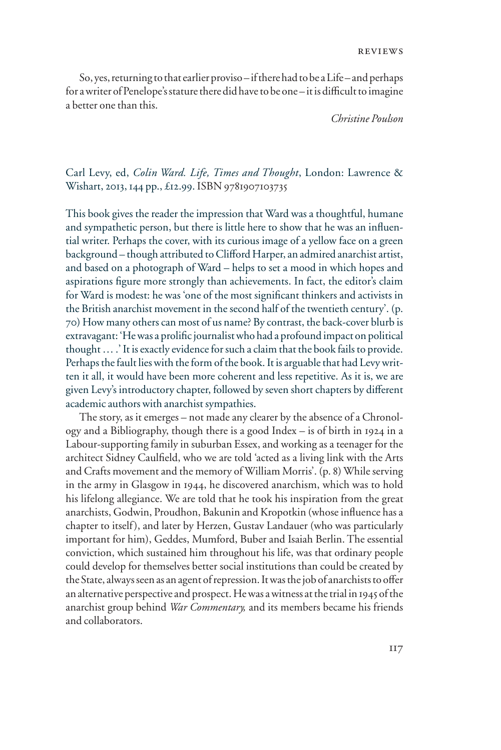So, yes, returning to that earlier proviso – if there had to be a Life – and perhaps for a writer of Penelope's stature there did have to be one – it is difficult to imagine a better one than this.

*Christine Poulson*

Carl Levy, ed, *Colin Ward. Life, Times and Thought*, London: Lawrence & Wishart, 2013, 144 pp., £12.99. ISBN 9781907103735

This book gives the reader the impression that Ward was a thoughtful, humane and sympathetic person, but there is little here to show that he was an influential writer. Perhaps the cover, with its curious image of a yellow face on a green background – though attributed to Clifford Harper, an admired anarchist artist, and based on a photograph of Ward – helps to set a mood in which hopes and aspirations figure more strongly than achievements. In fact, the editor's claim for Ward is modest: he was 'one of the most significant thinkers and activists in the British anarchist movement in the second half of the twentieth century'. (p. 70) How many others can most of us name? By contrast, the back-cover blurb is extravagant: 'He was a prolific journalist who had a profound impact on political thought … .' It is exactly evidence for such a claim that the book fails to provide. Perhaps the fault lies with the form of the book. It is arguable that had Levy written it all, it would have been more coherent and less repetitive. As it is, we are given Levy's introductory chapter, followed by seven short chapters by different academic authors with anarchist sympathies.

The story, as it emerges – not made any clearer by the absence of a Chronology and a Bibliography, though there is a good Index – is of birth in 1924 in a Labour-supporting family in suburban Essex, and working as a teenager for the architect Sidney Caulfield, who we are told 'acted as a living link with the Arts and Crafts movement and the memory of William Morris'. (p. 8) While serving in the army in Glasgow in 1944, he discovered anarchism, which was to hold his lifelong allegiance. We are told that he took his inspiration from the great anarchists, Godwin, Proudhon, Bakunin and Kropotkin (whose influence has a chapter to itself), and later by Herzen, Gustav Landauer (who was particularly important for him), Geddes, Mumford, Buber and Isaiah Berlin. The essential conviction, which sustained him throughout his life, was that ordinary people could develop for themselves better social institutions than could be created by the State, always seen as an agent of repression. It was the job of anarchists to offer an alternative perspective and prospect. He was a witness at the trial in 1945 of the anarchist group behind *War Commentary,* and its members became his friends and collaborators.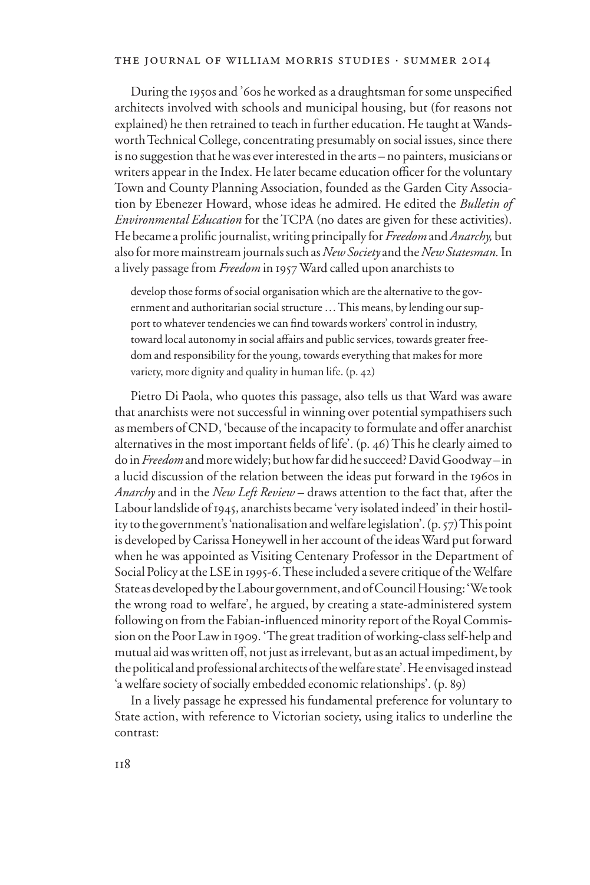During the 1950s and '60s he worked as a draughtsman for some unspecified architects involved with schools and municipal housing, but (for reasons not explained) he then retrained to teach in further education. He taught at Wandsworth Technical College, concentrating presumably on social issues, since there is no suggestion that he was ever interested in the arts – no painters, musicians or writers appear in the Index. He later became education officer for the voluntary Town and County Planning Association, founded as the Garden City Association by Ebenezer Howard, whose ideas he admired. He edited the *Bulletin of Environmental Education* for the TCPA (no dates are given for these activities). He became a prolific journalist, writing principally for *Freedom* and *Anarchy,* but also for more mainstream journals such as *New Society* and the *New Statesman.* In a lively passage from *Freedom* in 1957 Ward called upon anarchists to

> develop those forms of social organisation which are the alternative to the government and authoritarian social structure … This means, by lending our support to whatever tendencies we can find towards workers' control in industry, toward local autonomy in social affairs and public services, towards greater freedom and responsibility for the young, towards everything that makes for more variety, more dignity and quality in human life. (p. 42)

Pietro Di Paola, who quotes this passage, also tells us that Ward was aware that anarchists were not successful in winning over potential sympathisers such as members of CND, 'because of the incapacity to formulate and offer anarchist alternatives in the most important fields of life'. (p. 46) This he clearly aimed to do in *Freedom* and more widely; but how far did he succeed? David Goodway – in a lucid discussion of the relation between the ideas put forward in the 1960s in *Anarchy* and in the *New Left Review* – draws attention to the fact that, after the Labour landslide of 1945, anarchists became 'very isolated indeed' in their hostility to the government's 'nationalisation and welfare legislation'. (p. 57) This point is developed by Carissa Honeywell in her account of the ideas Ward put forward when he was appointed as Visiting Centenary Professor in the Department of Social Policy at the LSE in 1995-6. These included a severe critique of the Welfare State as developed by the Labour government, and of Council Housing: 'We took the wrong road to welfare', he argued, by creating a state-administered system following on from the Fabian-influenced minority report of the Royal Commission on the Poor Law in 1909. 'The great tradition of working-class self-help and mutual aid was written off, not just as irrelevant, but as an actual impediment, by the political and professional architects of the welfare state'. He envisaged instead 'a welfare society of socially embedded economic relationships'. (p. 89)

In a lively passage he expressed his fundamental preference for voluntary to State action, with reference to Victorian society, using italics to underline the contrast: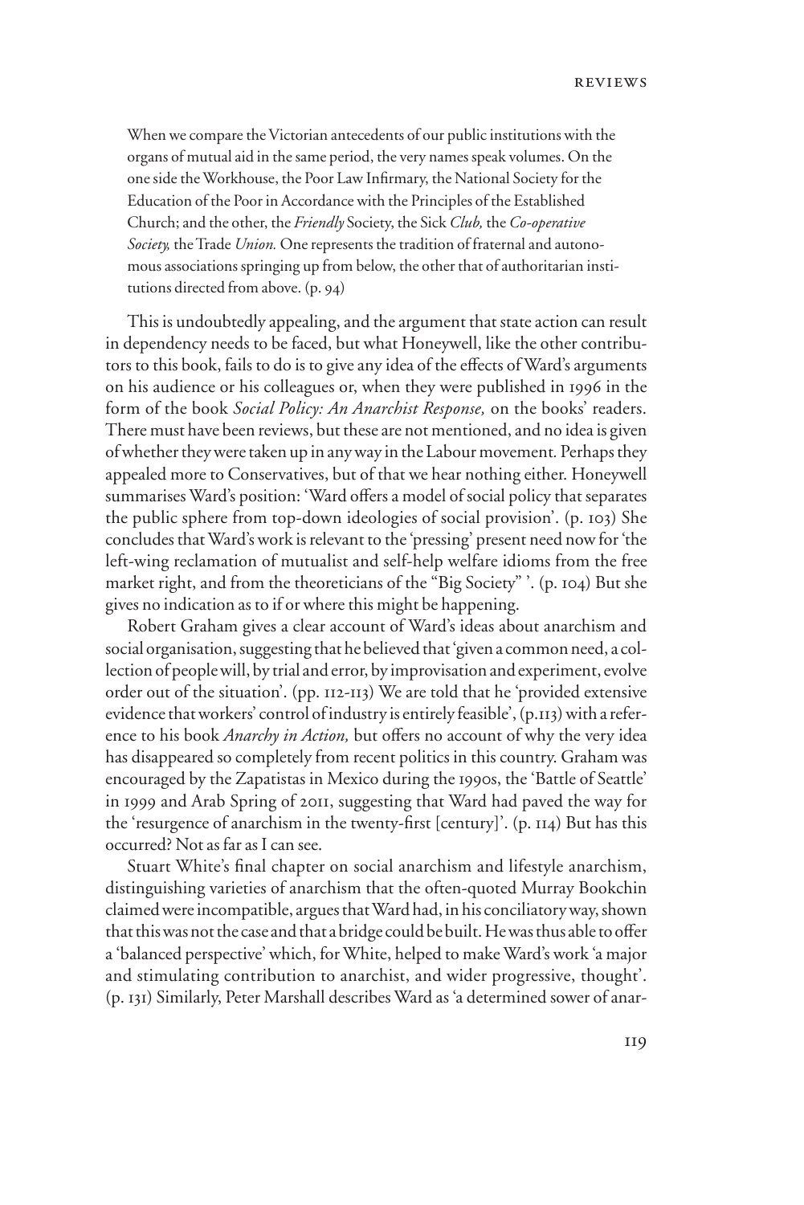> When we compare the Victorian antecedents of our public institutions with the organs of mutual aid in the same period, the very names speak volumes. On the one side the Workhouse, the Poor Law Infirmary, the National Society for the Education of the Poor in Accordance with the Principles of the Established Church; and the other, the *Friendly* Society, the Sick *Club*, the *Co-operative Society*, the Trade *Union*. One represents the tradition of fraternal and autonomous associations springing up from below, the other that of authoritarian institutions directed from above. (p. 94)

This is undoubtedly appealing, and the argument that state action can result in dependency needs to be faced, but what Honeywell, like the other contributors to this book, fails to do is to give any idea of the effects of Ward's arguments on his audience or his colleagues or, when they were published in 1996 in the form of the book *Social Policy: An Anarchist Response*, on the books' readers. There must have been reviews, but these are not mentioned, and no idea is given of whether they were taken up in any way in the Labour movement. Perhaps they appealed more to Conservatives, but of that we hear nothing either. Honeywell summarises Ward's position: 'Ward offers a model of social policy that separates the public sphere from top-down ideologies of social provision'. (p. 103) She concludes that Ward's work is relevant to the 'pressing' present need now for 'the left-wing reclamation of mutualist and self-help welfare idioms from the free market right, and from the theoreticians of the "Big Society" '. (p. 104) But she gives no indication as to if or where this might be happening.

Robert Graham gives a clear account of Ward's ideas about anarchism and social organisation, suggesting that he believed that 'given a common need, a collection of people will, by trial and error, by improvisation and experiment, evolve order out of the situation'. (pp. 112-113) We are told that he 'provided extensive evidence that workers' control of industry is entirely feasible', (p.113) with a reference to his book *Anarchy in Action*, but offers no account of why the very idea has disappeared so completely from recent politics in this country. Graham was encouraged by the Zapatistas in Mexico during the 1990s, the 'Battle of Seattle' in 1999 and Arab Spring of 2011, suggesting that Ward had paved the way for the 'resurgence of anarchism in the twenty-first [century]'. (p. 114) But has this occurred? Not as far as I can see.

Stuart White's final chapter on social anarchism and lifestyle anarchism, distinguishing varieties of anarchism that the often-quoted Murray Bookchin claimed were incompatible, argues that Ward had, in his conciliatory way, shown that this was not the case and that a bridge could be built. He was thus able to offer a 'balanced perspective' which, for White, helped to make Ward's work 'a major and stimulating contribution to anarchist, and wider progressive, thought'. (p. 131) Similarly, Peter Marshall describes Ward as 'a determined sower of anar-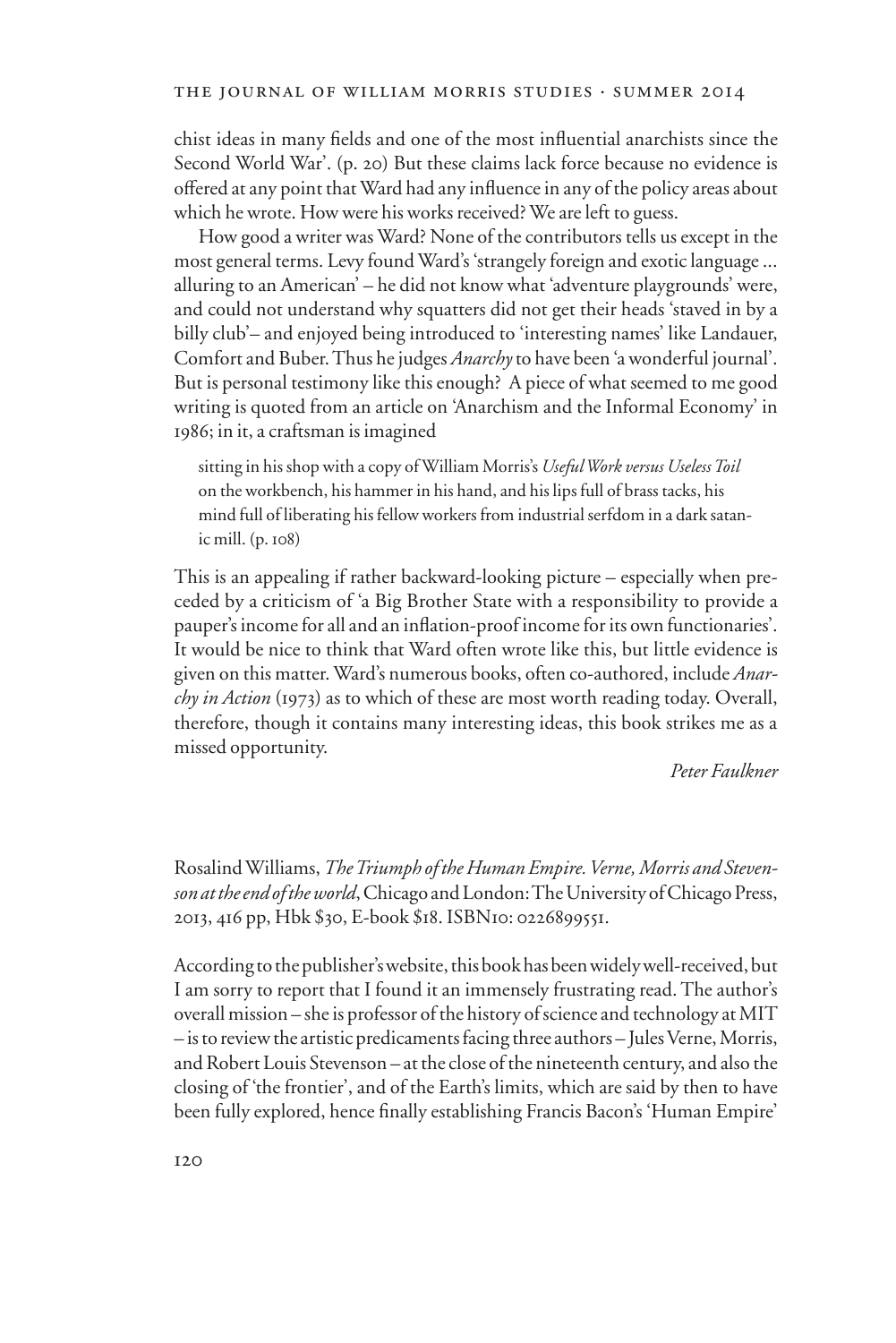chist ideas in many fields and one of the most influential anarchists since the Second World War'. (p. 20) But these claims lack force because no evidence is offered at any point that Ward had any influence in any of the policy areas about which he wrote. How were his works received? We are left to guess.

How good a writer was Ward? None of the contributors tells us except in the most general terms. Levy found Ward's 'strangely foreign and exotic language ... alluring to an American' – he did not know what 'adventure playgrounds' were, and could not understand why squatters did not get their heads 'staved in by a billy club'– and enjoyed being introduced to 'interesting names' like Landauer, Comfort and Buber. Thus he judges *Anarchy* to have been 'a wonderful journal'. But is personal testimony like this enough? A piece of what seemed to me good writing is quoted from an article on 'Anarchism and the Informal Economy' in 1986; in it, a craftsman is imagined

> sitting in his shop with a copy of William Morris's *Useful Work versus Useless Toil* on the workbench, his hammer in his hand, and his lips full of brass tacks, his mind full of liberating his fellow workers from industrial serfdom in a dark satanic mill. (p. 108)

This is an appealing if rather backward-looking picture – especially when preceded by a criticism of 'a Big Brother State with a responsibility to provide a pauper's income for all and an inflation-proof income for its own functionaries'. It would be nice to think that Ward often wrote like this, but little evidence is given on this matter. Ward's numerous books, often co-authored, include *Anarchy in Action* (1973) as to which of these are most worth reading today. Overall, therefore, though it contains many interesting ideas, this book strikes me as a missed opportunity.

*Peter Faulkner*

Rosalind Williams, *The Triumph of the Human Empire. Verne, Morris and Stevenson at the end of the world*, Chicago and London: The University of Chicago Press, 2013, 416 pp, Hbk $30, E-book $18. ISBN10: 0226899551.

According to the publisher's website, this book has been widely well-received, but I am sorry to report that I found it an immensely frustrating read. The author's overall mission – she is professor of the history of science and technology at MIT – is to review the artistic predicaments facing three authors – Jules Verne, Morris, and Robert Louis Stevenson – at the close of the nineteenth century, and also the closing of 'the frontier', and of the Earth's limits, which are said by then to have been fully explored, hence finally establishing Francis Bacon's 'Human Empire'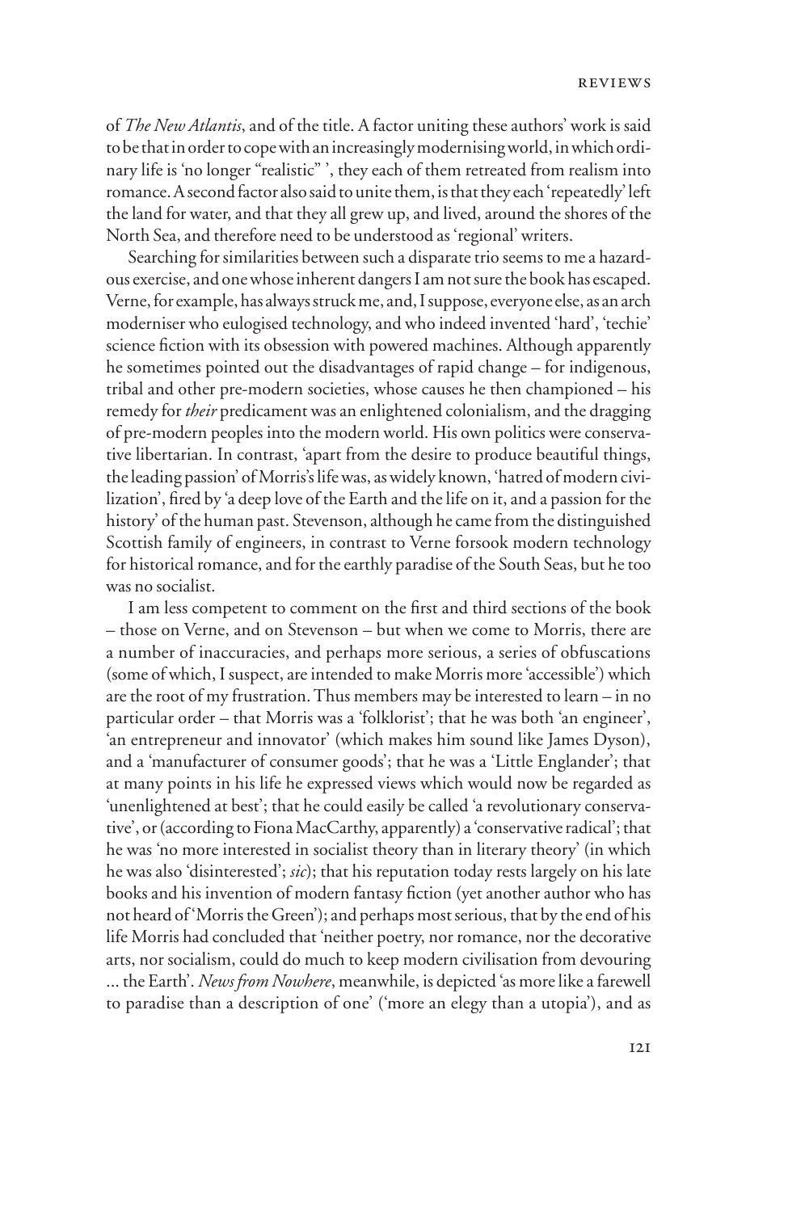of *The New Atlantis*, and of the title. A factor uniting these authors' work is said to be that in order to cope with an increasingly modernising world, in which ordinary life is 'no longer "realistic" ', they each of them retreated from realism into romance. A second factor also said to unite them, is that they each 'repeatedly' left the land for water, and that they all grew up, and lived, around the shores of the North Sea, and therefore need to be understood as 'regional' writers.

Searching for similarities between such a disparate trio seems to me a hazardous exercise, and one whose inherent dangers I am not sure the book has escaped. Verne, for example, has always struck me, and, I suppose, everyone else, as an arch moderniser who eulogised technology, and who indeed invented 'hard', 'techie' science fiction with its obsession with powered machines. Although apparently he sometimes pointed out the disadvantages of rapid change – for indigenous, tribal and other pre-modern societies, whose causes he then championed – his remedy for *their* predicament was an enlightened colonialism, and the dragging of pre-modern peoples into the modern world. His own politics were conservative libertarian. In contrast, 'apart from the desire to produce beautiful things, the leading passion' of Morris's life was, as widely known, 'hatred of modern civilization', fired by 'a deep love of the Earth and the life on it, and a passion for the history' of the human past. Stevenson, although he came from the distinguished Scottish family of engineers, in contrast to Verne forsook modern technology for historical romance, and for the earthly paradise of the South Seas, but he too was no socialist.

I am less competent to comment on the first and third sections of the book – those on Verne, and on Stevenson – but when we come to Morris, there are a number of inaccuracies, and perhaps more serious, a series of obfuscations (some of which, I suspect, are intended to make Morris more 'accessible') which are the root of my frustration. Thus members may be interested to learn – in no particular order – that Morris was a 'folklorist'; that he was both 'an engineer', 'an entrepreneur and innovator' (which makes him sound like James Dyson), and a 'manufacturer of consumer goods'; that he was a 'Little Englander'; that at many points in his life he expressed views which would now be regarded as 'unenlightened at best'; that he could easily be called 'a revolutionary conservative', or (according to Fiona MacCarthy, apparently) a 'conservative radical'; that he was 'no more interested in socialist theory than in literary theory' (in which he was also 'disinterested'; *sic*); that his reputation today rests largely on his late books and his invention of modern fantasy fiction (yet another author who has not heard of 'Morris the Green'); and perhaps most serious, that by the end of his life Morris had concluded that 'neither poetry, nor romance, nor the decorative arts, nor socialism, could do much to keep modern civilisation from devouring ... the Earth'. *News from Nowhere*, meanwhile, is depicted 'as more like a farewell to paradise than a description of one' ('more an elegy than a utopia'), and as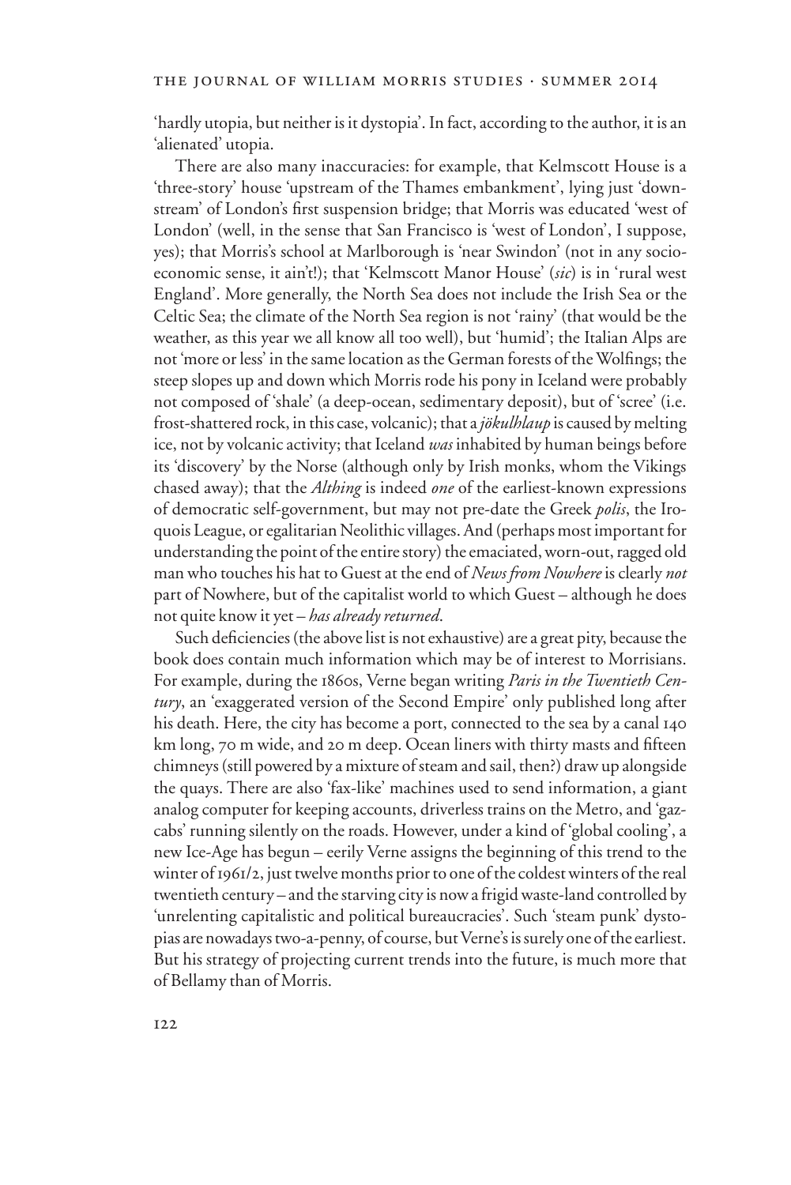'hardly utopia, but neither is it dystopia'. In fact, according to the author, it is an 'alienated' utopia.

There are also many inaccuracies: for example, that Kelmscott House is a 'three-story' house 'upstream of the Thames embankment', lying just 'downstream' of London's first suspension bridge; that Morris was educated 'west of London' (well, in the sense that San Francisco is 'west of London', I suppose, yes); that Morris's school at Marlborough is 'near Swindon' (not in any socio-economic sense, it ain't!); that 'Kelmscott Manor House' (*sic*) is in 'rural west England'. More generally, the North Sea does not include the Irish Sea or the Celtic Sea; the climate of the North Sea region is not 'rainy' (that would be the weather, as this year we all know all too well), but 'humid'; the Italian Alps are not 'more or less' in the same location as the German forests of the Wolfings; the steep slopes up and down which Morris rode his pony in Iceland were probably not composed of 'shale' (a deep-ocean, sedimentary deposit), but of 'scree' (i.e. frost-shattered rock, in this case, volcanic); that a *jökulhlaup* is caused by melting ice, not by volcanic activity; that Iceland *was* inhabited by human beings before its 'discovery' by the Norse (although only by Irish monks, whom the Vikings chased away); that the *Althing* is indeed *one* of the earliest-known expressions of democratic self-government, but may not pre-date the Greek *polis*, the Iroquois League, or egalitarian Neolithic villages. And (perhaps most important for understanding the point of the entire story) the emaciated, worn-out, ragged old man who touches his hat to Guest at the end of *News from Nowhere* is clearly *not* part of Nowhere, but of the capitalist world to which Guest – although he does not quite know it yet – *has already returned*.

Such deficiencies (the above list is not exhaustive) are a great pity, because the book does contain much information which may be of interest to Morrisians. For example, during the 1860s, Verne began writing *Paris in the Twentieth Century*, an 'exaggerated version of the Second Empire' only published long after his death. Here, the city has become a port, connected to the sea by a canal 140 km long, 70 m wide, and 20 m deep. Ocean liners with thirty masts and fifteen chimneys (still powered by a mixture of steam and sail, then?) draw up alongside the quays. There are also 'fax-like' machines used to send information, a giant analog computer for keeping accounts, driverless trains on the Metro, and 'gaz-cabs' running silently on the roads. However, under a kind of 'global cooling', a new Ice-Age has begun – eerily Verne assigns the beginning of this trend to the winter of 1961/2, just twelve months prior to one of the coldest winters of the real twentieth century – and the starving city is now a frigid waste-land controlled by 'unrelenting capitalistic and political bureaucracies'. Such 'steam punk' dystopias are nowadays two-a-penny, of course, but Verne's is surely one of the earliest. But his strategy of projecting current trends into the future, is much more that of Bellamy than of Morris.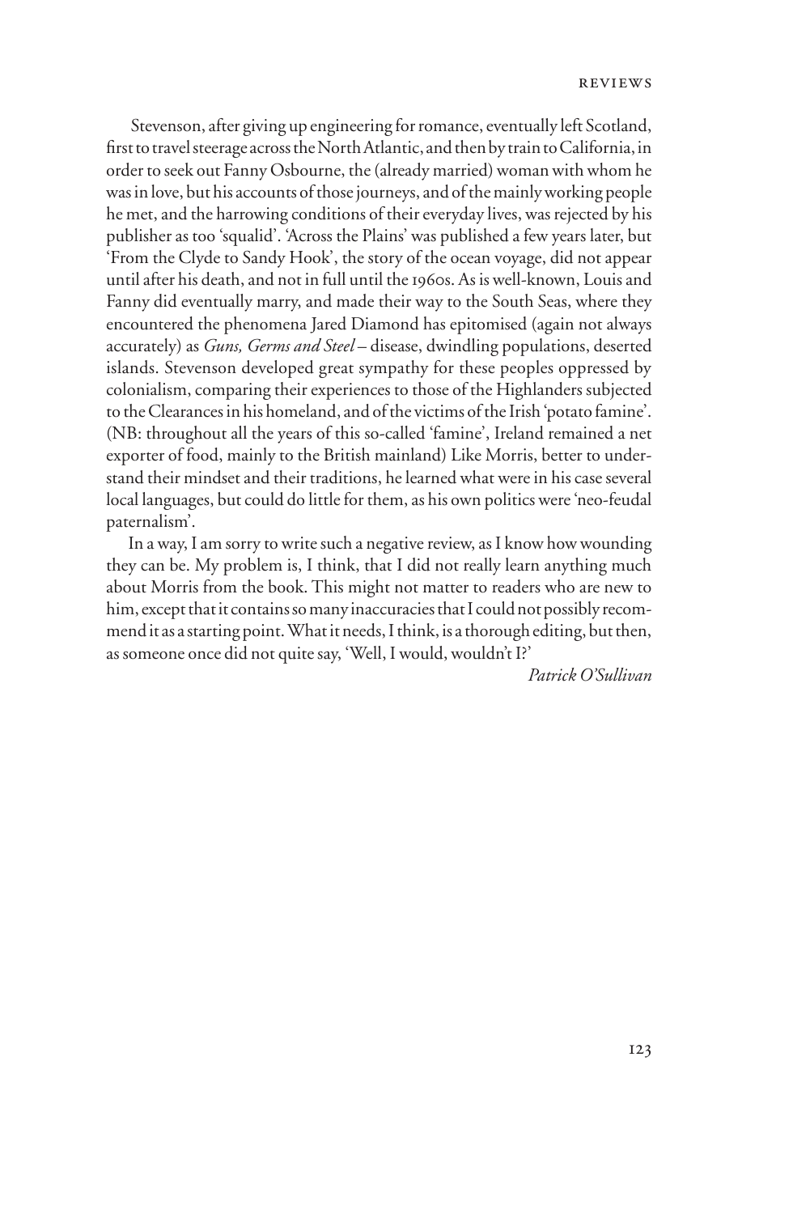Stevenson, after giving up engineering for romance, eventually left Scotland, first to travel steerage across the North Atlantic, and then by train to California, in order to seek out Fanny Osbourne, the (already married) woman with whom he was in love, but his accounts of those journeys, and of the mainly working people he met, and the harrowing conditions of their everyday lives, was rejected by his publisher as too 'squalid'. 'Across the Plains' was published a few years later, but 'From the Clyde to Sandy Hook', the story of the ocean voyage, did not appear until after his death, and not in full until the 1960s. As is well-known, Louis and Fanny did eventually marry, and made their way to the South Seas, where they encountered the phenomena Jared Diamond has epitomised (again not always accurately) as *Guns, Germs and Steel* – disease, dwindling populations, deserted islands. Stevenson developed great sympathy for these peoples oppressed by colonialism, comparing their experiences to those of the Highlanders subjected to the Clearances in his homeland, and of the victims of the Irish 'potato famine'. (NB: throughout all the years of this so-called 'famine', Ireland remained a net exporter of food, mainly to the British mainland) Like Morris, better to understand their mindset and their traditions, he learned what were in his case several local languages, but could do little for them, as his own politics were 'neo-feudal paternalism'.

In a way, I am sorry to write such a negative review, as I know how wounding they can be. My problem is, I think, that I did not really learn anything much about Morris from the book. This might not matter to readers who are new to him, except that it contains so many inaccuracies that I could not possibly recommend it as a starting point. What it needs, I think, is a thorough editing, but then, as someone once did not quite say, 'Well, I would, wouldn't I?'

*Patrick O'Sullivan*